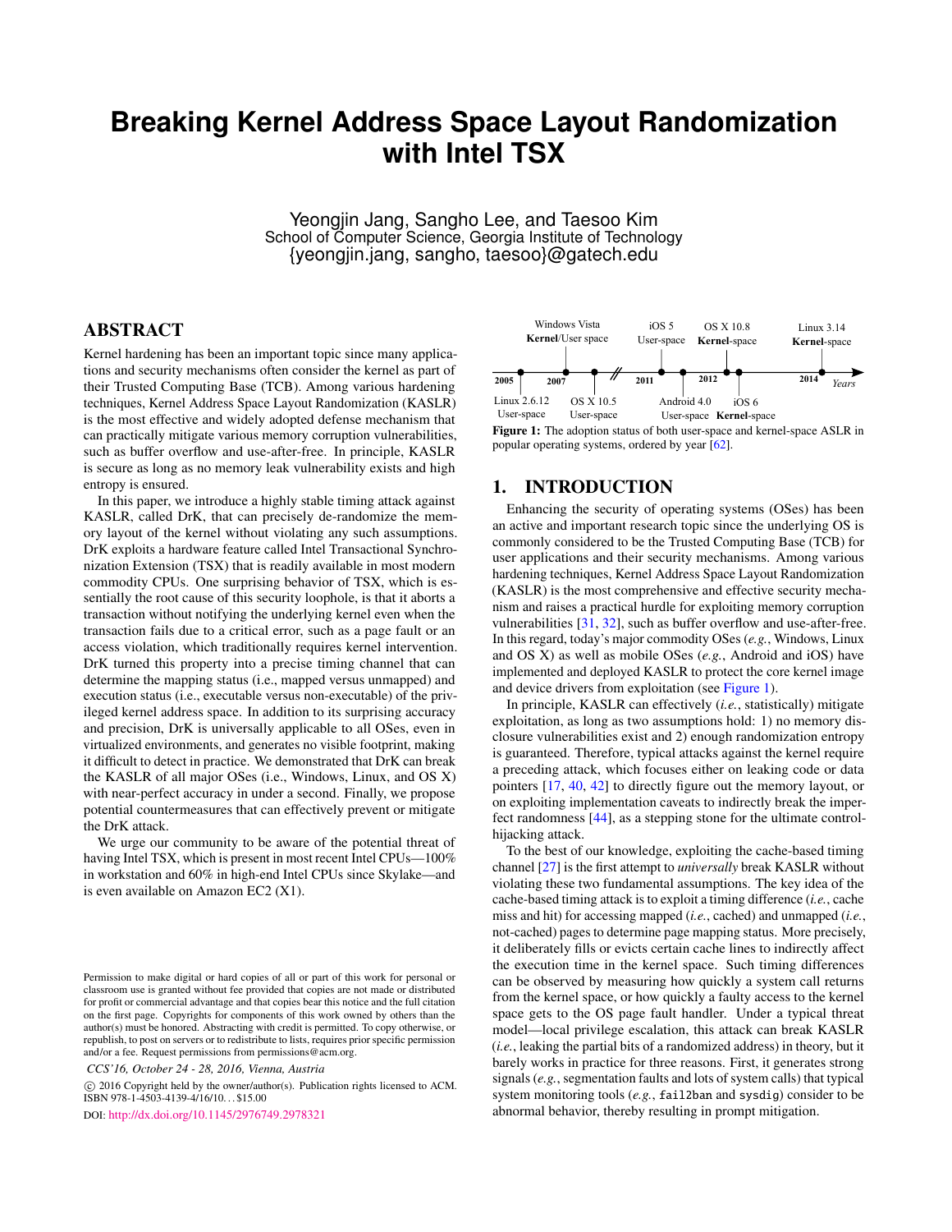# Breaking Kernel Address Space Layout Randomization with Intel TSX

Yeongjin Jang, Sangho Lee, and Taesoo Kim
School of Computer Science, Georgia Institute of Technology
{yeongjin.jang, sangho, taesoo}@gatech.edu

## ABSTRACT

Kernel hardening has been an important topic since many applications and security mechanisms often consider the kernel as part of their Trusted Computing Base (TCB). Among various hardening techniques, Kernel Address Space Layout Randomization (KASLR) is the most effective and widely adopted defense mechanism that can practically mitigate various memory corruption vulnerabilities, such as buffer overflow and use-after-free. In principle, KASLR is secure as long as no memory leak vulnerability exists and high entropy is ensured.

In this paper, we introduce a highly stable timing attack against KASLR, called DrK, that can precisely de-randomize the memory layout of the kernel without violating any such assumptions. DrK exploits a hardware feature called Intel Transactional Synchronization Extension (TSX) that is readily available in most modern commodity CPUs. One surprising behavior of TSX, which is essentially the root cause of this security loophole, is that it aborts a transaction without notifying the underlying kernel even when the transaction fails due to a critical error, such as a page fault or an access violation, which traditionally requires kernel intervention. DrK turned this property into a precise timing channel that can determine the mapping status (i.e., mapped versus unmapped) and execution status (i.e., executable versus non-executable) of the privileged kernel address space. In addition to its surprising accuracy and precision, DrK is universally applicable to all OSes, even in virtualized environments, and generates no visible footprint, making it difficult to detect in practice. We demonstrated that DrK can break the KASLR of all major OSes (i.e., Windows, Linux, and OS X) with near-perfect accuracy in under a second. Finally, we propose potential countermeasures that can effectively prevent or mitigate the DrK attack.

We urge our community to be aware of the potential threat of having Intel TSX, which is present in most recent Intel CPUs—100% in workstation and 60% in high-end Intel CPUs since Skylake—and is even available on Amazon EC2 (X1).

Permission to make digital or hard copies of all or part of this work for personal or classroom use is granted without fee provided that copies are not made or distributed for profit or commercial advantage and that copies bear this notice and the full citation on the first page. Copyrights for components of this work owned by others than the author(s) must be honored. Abstracting with credit is permitted. To copy otherwise, or republish, to post on servers or to redistribute to lists, requires prior specific permission and/or a fee. Request permissions from permissions@acm.org.

*CCS'16, October 24 - 28, 2016, Vienna, Austria*

© 2016 Copyright held by the owner/author(s). Publication rights licensed to ACM. ISBN 978-1-4503-4139-4/16/10...$15.00

DOI: http://dx.doi.org/10.1145/2976749.2978321

Windows Vista **Kernel**/User space
iOS 5 User-space
OS X 10.8 **Kernel**-space
Linux 3.14 **Kernel**-space
2005
2007
2011
2012
2014
Years
Linux 2.6.12 User-space
OS X 10.5 User-space
Android 4.0 User-space
iOS 6 **Kernel**-space

**Figure 1:** The adoption status of both user-space and kernel-space ASLR in popular operating systems, ordered by year [62].

## 1. INTRODUCTION

Enhancing the security of operating systems (OSes) has been an active and important research topic since the underlying OS is commonly considered to be the Trusted Computing Base (TCB) for user applications and their security mechanisms. Among various hardening techniques, Kernel Address Space Layout Randomization (KASLR) is the most comprehensive and effective security mechanism and raises a practical hurdle for exploiting memory corruption vulnerabilities [31, 32], such as buffer overflow and use-after-free. In this regard, today's major commodity OSes (*e.g.*, Windows, Linux and OS X) as well as mobile OSes (*e.g.*, Android and iOS) have implemented and deployed KASLR to protect the core kernel image and device drivers from exploitation (see Figure 1).

In principle, KASLR can effectively (*i.e.*, statistically) mitigate exploitation, as long as two assumptions hold: 1) no memory disclosure vulnerabilities exist and 2) enough randomization entropy is guaranteed. Therefore, typical attacks against the kernel require a preceding attack, which focuses either on leaking code or data pointers [17, 40, 42] to directly figure out the memory layout, or on exploiting implementation caveats to indirectly break the imperfect randomness [44], as a stepping stone for the ultimate control-hijacking attack.

To the best of our knowledge, exploiting the cache-based timing channel [27] is the first attempt to *universally* break KASLR without violating these two fundamental assumptions. The key idea of the cache-based timing attack is to exploit a timing difference (*i.e.*, cache miss and hit) for accessing mapped (*i.e.*, cached) and unmapped (*i.e.*, not-cached) pages to determine page mapping status. More precisely, it deliberately fills or evicts certain cache lines to indirectly affect the execution time in the kernel space. Such timing differences can be observed by measuring how quickly a system call returns from the kernel space, or how quickly a faulty access to the kernel space gets to the OS page fault handler. Under a typical threat model—local privilege escalation, this attack can break KASLR (*i.e.*, leaking the partial bits of a randomized address) in theory, but it barely works in practice for three reasons. First, it generates strong signals (*e.g.*, segmentation faults and lots of system calls) that typical system monitoring tools (*e.g.*, fail2ban and sysdig) consider to be abnormal behavior, thereby resulting in prompt mitigation.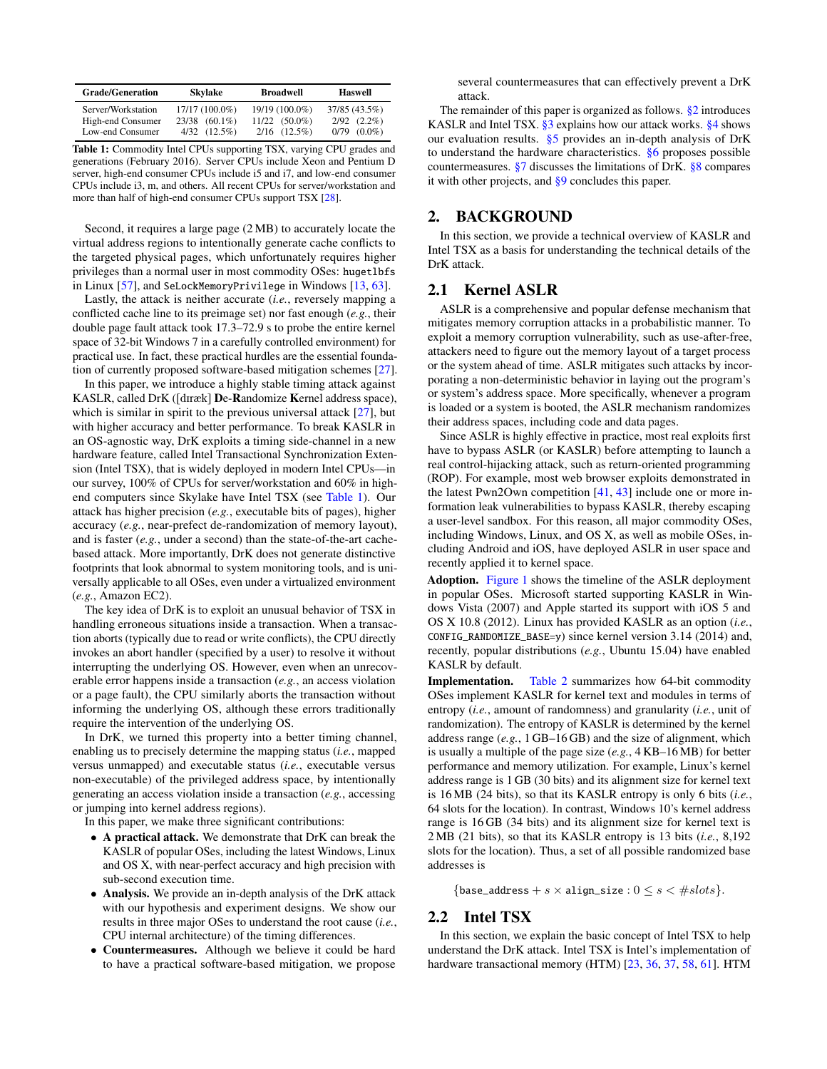| Grade/Generation | Skylake | Broadwell | Haswell |
|---|---|---|---|
| Server/Workstation | 17/17 (100.0%) | 19/19 (100.0%) | 37/85 (43.5%) |
| High-end Consumer | 23/38 (60.1%) | 11/22 (50.0%) | 2/92 (2.2%) |
| Low-end Consumer | 4/32 (12.5%) | 2/16 (12.5%) | 0/79 (0.0%) |

**Table 1:** Commodity Intel CPUs supporting TSX, varying CPU grades and generations (February 2016). Server CPUs include Xeon and Pentium D server, high-end consumer CPUs include i5 and i7, and low-end consumer CPUs include i3, m, and others. All recent CPUs for server/workstation and more than half of high-end consumer CPUs support TSX [28].

Second, it requires a large page (2 MB) to accurately locate the virtual address regions to intentionally generate cache conflicts to the targeted physical pages, which unfortunately requires higher privileges than a normal user in most commodity OSes: `hugetlbfs` in Linux [57], and `SeLockMemoryPrivilege` in Windows [13, 63].

Lastly, the attack is neither accurate (*i.e.*, reversely mapping a conflicted cache line to its preimage set) nor fast enough (*e.g.*, their double page fault attack took 17.3–72.9 s to probe the entire kernel space of 32-bit Windows 7 in a carefully controlled environment) for practical use. In fact, these practical hurdles are the essential foundation of currently proposed software-based mitigation schemes [27].

In this paper, we introduce a highly stable timing attack against KASLR, called DrK ([dræk] **De-Randomize Kernel** address space), which is similar in spirit to the previous universal attack [27], but with higher accuracy and better performance. To break KASLR in an OS-agnostic way, DrK exploits a timing side-channel in a new hardware feature, called Intel Transactional Synchronization Extension (Intel TSX), that is widely deployed in modern Intel CPUs—in our survey, 100% of CPUs for server/workstation and 60% in high-end computers since Skylake have Intel TSX (see Table 1). Our attack has higher precision (*e.g.*, executable bits of pages), higher accuracy (*e.g.*, near-prefect de-randomization of memory layout), and is faster (*e.g.*, under a second) than the state-of-the-art cache-based attack. More importantly, DrK does not generate distinctive footprints that look abnormal to system monitoring tools, and is universally applicable to all OSes, even under a virtualized environment (*e.g.*, Amazon EC2).

The key idea of DrK is to exploit an unusual behavior of TSX in handling erroneous situations inside a transaction. When a transaction aborts (typically due to read or write conflicts), the CPU directly invokes an abort handler (specified by a user) to resolve it without interrupting the underlying OS. However, even when an unrecoverable error happens inside a transaction (*e.g.*, an access violation or a page fault), the CPU similarly aborts the transaction without informing the underlying OS, although these errors traditionally require the intervention of the underlying OS.

In DrK, we turned this property into a better timing channel, enabling us to precisely determine the mapping status (*i.e.*, mapped versus unmapped) and executable status (*i.e.*, executable versus non-executable) of the privileged address space, by intentionally generating an access violation inside a transaction (*e.g.*, accessing or jumping into kernel address regions).

In this paper, we make three significant contributions:

- **A practical attack.** We demonstrate that DrK can break the KASLR of popular OSes, including the latest Windows, Linux and OS X, with near-perfect accuracy and high precision with sub-second execution time.
- **Analysis.** We provide an in-depth analysis of the DrK attack with our hypothesis and experiment designs. We show our results in three major OSes to understand the root cause (*i.e.*, CPU internal architecture) of the timing differences.
- **Countermeasures.** Although we believe it could be hard to have a practical software-based mitigation, we propose several countermeasures that can effectively prevent a DrK attack.

The remainder of this paper is organized as follows. §2 introduces KASLR and Intel TSX. §3 explains how our attack works. §4 shows our evaluation results. §5 provides an in-depth analysis of DrK to understand the hardware characteristics. §6 proposes possible countermeasures. §7 discusses the limitations of DrK. §8 compares it with other projects, and §9 concludes this paper.

## 2. BACKGROUND

In this section, we provide a technical overview of KASLR and Intel TSX as a basis for understanding the technical details of the DrK attack.

### 2.1 Kernel ASLR

ASLR is a comprehensive and popular defense mechanism that mitigates memory corruption attacks in a probabilistic manner. To exploit a memory corruption vulnerability, such as use-after-free, attackers need to figure out the memory layout of a target process or the system ahead of time. ASLR mitigates such attacks by incorporating a non-deterministic behavior in laying out the program's or system's address space. More specifically, whenever a program is loaded or a system is booted, the ASLR mechanism randomizes their address spaces, including code and data pages.

Since ASLR is highly effective in practice, most real exploits first have to bypass ASLR (or KASLR) before attempting to launch a real control-hijacking attack, such as return-oriented programming (ROP). For example, most web browser exploits demonstrated in the latest Pwn2Own competition [41, 43] include one or more information leak vulnerabilities to bypass KASLR, thereby escaping a user-level sandbox. For this reason, all major commodity OSes, including Windows, Linux, and OS X, as well as mobile OSes, including Android and iOS, have deployed ASLR in user space and recently applied it to kernel space.

**Adoption.** Figure 1 shows the timeline of the ASLR deployment in popular OSes. Microsoft started supporting KASLR in Windows Vista (2007) and Apple started its support with iOS 5 and OS X 10.8 (2012). Linux has provided KASLR as an option (*i.e.*, `CONFIG_RANDOMIZE_BASE=y`) since kernel version 3.14 (2014) and, recently, popular distributions (*e.g.*, Ubuntu 15.04) have enabled KASLR by default.

**Implementation.** Table 2 summarizes how 64-bit commodity OSes implement KASLR for kernel text and modules in terms of entropy (*i.e.*, amount of randomness) and granularity (*i.e.*, unit of randomization). The entropy of KASLR is determined by the kernel address range (*e.g.*, 1 GB–16 GB) and the size of alignment, which is usually a multiple of the page size (*e.g.*, 4 KB–16 MB) for better performance and memory utilization. For example, Linux's kernel address range is 1 GB (30 bits) and its alignment size for kernel text is 16 MB (24 bits), so that its KASLR entropy is only 6 bits (*i.e.*, 64 slots for the location). In contrast, Windows 10's kernel address range is 16 GB (34 bits) and its alignment size for kernel text is 2 MB (21 bits), so that its KASLR entropy is 13 bits (*i.e.*, 8,192 slots for the location). Thus, a set of all possible randomized base addresses is

$$\{\texttt{base\_address} + s \times \texttt{align\_size} : 0 \leq s < \#slots\}.$$

### 2.2 Intel TSX

In this section, we explain the basic concept of Intel TSX to help understand the DrK attack. Intel TSX is Intel's implementation of hardware transactional memory (HTM) [23, 36, 37, 58, 61]. HTM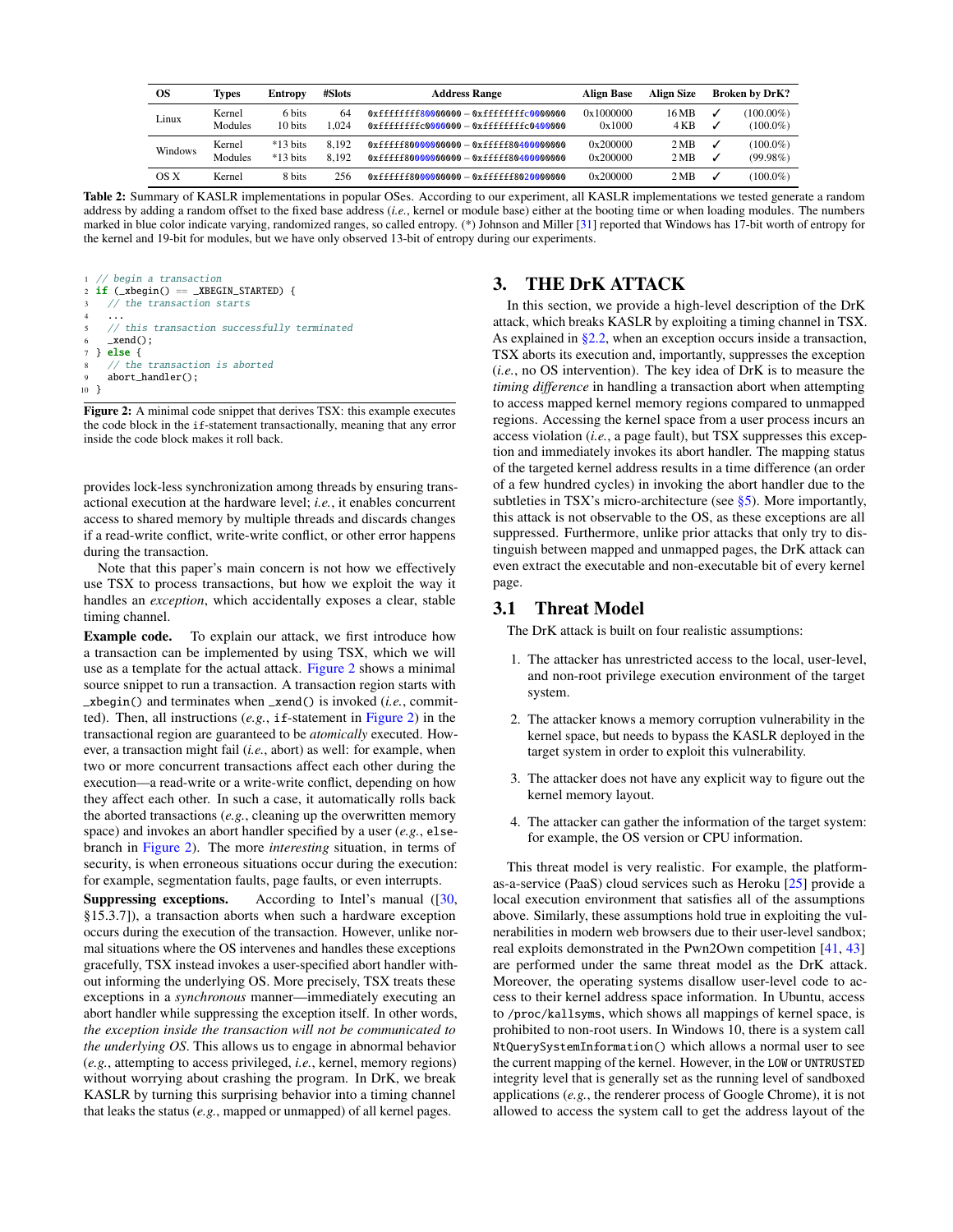| OS | Types | Entropy | #Slots | Address Range | Align Base | Align Size | Broken by DrK? | |
|---|---|---|---|---|---|---|---|---|
| Linux | Kernel | 6 bits | 64 | 0xffffffff80000000 – 0xffffffffc0000000 | 0x1000000 | 16 MB | ✓ | (100.00%) |
| | Modules | 10 bits | 1,024 | 0xffffffffc0000000 – 0xffffffffc0400000 | 0x1000 | 4 KB | ✓ | (100.0%) |
| Windows | Kernel | *13 bits | 8,192 | 0xfffff80000000000 – 0xfffff80400000000 | 0x200000 | 2 MB | ✓ | (100.0%) |
| | Modules | *13 bits | 8,192 | 0xfffff80000000000 – 0xfffff80400000000 | 0x200000 | 2 MB | ✓ | (99.98%) |
| OS X | Kernel | 8 bits | 256 | 0xffffff8000000000 – 0xffffff8020000000 | 0x200000 | 2 MB | ✓ | (100.0%) |

**Table 2:** Summary of KASLR implementations in popular OSes. According to our experiment, all KASLR implementations we tested generate a random address by adding a random offset to the fixed base address (*i.e.*, kernel or module base) either at the booting time or when loading modules. The numbers marked in blue color indicate varying, randomized ranges, so called entropy. (*) Johnson and Miller [31] reported that Windows has 17-bit worth of entropy for the kernel and 19-bit for modules, but we have only observed 13-bit of entropy during our experiments.

```
// begin a transaction
if (_xbegin() == _XBEGIN_STARTED) {
  // the transaction starts
  ...
  // this transaction successfully terminated
  _xend();
} else {
  // the transaction is aborted
  abort_handler();
}
```

**Figure 2:** A minimal code snippet that derives TSX: this example executes the code block in the if-statement transactionally, meaning that any error inside the code block makes it roll back.

provides lock-less synchronization among threads by ensuring transactional execution at the hardware level; *i.e.*, it enables concurrent access to shared memory by multiple threads and discards changes if a read-write conflict, write-write conflict, or other error happens during the transaction.

Note that this paper's main concern is not how we effectively use TSX to process transactions, but how we exploit the way it handles an *exception*, which accidentally exposes a clear, stable timing channel.

**Example code.** To explain our attack, we first introduce how a transaction can be implemented by using TSX, which we will use as a template for the actual attack. Figure 2 shows a minimal source snippet to run a transaction. A transaction region starts with `_xbegin()` and terminates when `_xend()` is invoked (*i.e.*, committed). Then, all instructions (*e.g.*, if-statement in Figure 2) in the transactional region are guaranteed to be *atomically* executed. However, a transaction might fail (*i.e.*, abort) as well: for example, when two or more concurrent transactions affect each other during the execution—a read-write or a write-write conflict, depending on how they affect each other. In such a case, it automatically rolls back the aborted transactions (*e.g.*, cleaning up the overwritten memory space) and invokes an abort handler specified by a user (*e.g.*, else-branch in Figure 2). The more *interesting* situation, in terms of security, is when erroneous situations occur during the execution: for example, segmentation faults, page faults, or even interrupts.

**Suppressing exceptions.** According to Intel's manual ([30, §15.3.7]), a transaction aborts when such a hardware exception occurs during the execution of the transaction. However, unlike normal situations where the OS intervenes and handles these exceptions gracefully, TSX instead invokes a user-specified abort handler without informing the underlying OS. More precisely, TSX treats these exceptions in a *synchronous* manner—immediately executing an abort handler while suppressing the exception itself. In other words, *the exception inside the transaction will not be communicated to the underlying OS*. This allows us to engage in abnormal behavior (*e.g.*, attempting to access privileged, *i.e.*, kernel, memory regions) without worrying about crashing the program. In DrK, we break KASLR by turning this surprising behavior into a timing channel that leaks the status (*e.g.*, mapped or unmapped) of all kernel pages.

# 3. THE DrK ATTACK

In this section, we provide a high-level description of the DrK attack, which breaks KASLR by exploiting a timing channel in TSX. As explained in §2.2, when an exception occurs inside a transaction, TSX aborts its execution and, importantly, suppresses the exception (*i.e.*, no OS intervention). The key idea of DrK is to measure the *timing difference* in handling a transaction abort when attempting to access mapped kernel memory regions compared to unmapped regions. Accessing the kernel space from a user process incurs an access violation (*i.e.*, a page fault), but TSX suppresses this exception and immediately invokes its abort handler. The mapping status of the targeted kernel address results in a time difference (an order of a few hundred cycles) in invoking the abort handler due to the subtleties in TSX's micro-architecture (see §5). More importantly, this attack is not observable to the OS, as these exceptions are all suppressed. Furthermore, unlike prior attacks that only try to distinguish between mapped and unmapped pages, the DrK attack can even extract the executable and non-executable bit of every kernel page.

## 3.1 Threat Model

The DrK attack is built on four realistic assumptions:

1. The attacker has unrestricted access to the local, user-level, and non-root privilege execution environment of the target system.
2. The attacker knows a memory corruption vulnerability in the kernel space, but needs to bypass the KASLR deployed in the target system in order to exploit this vulnerability.
3. The attacker does not have any explicit way to figure out the kernel memory layout.
4. The attacker can gather the information of the target system: for example, the OS version or CPU information.

This threat model is very realistic. For example, the platform-as-a-service (PaaS) cloud services such as Heroku [25] provide a local execution environment that satisfies all of the assumptions above. Similarly, these assumptions hold true in exploiting the vulnerabilities in modern web browsers due to their user-level sandbox; real exploits demonstrated in the Pwn2Own competition [41, 43] are performed under the same threat model as the DrK attack. Moreover, the operating systems disallow user-level code to access to their kernel address space information. In Ubuntu, access to /proc/kallsyms, which shows all mappings of kernel space, is prohibited to non-root users. In Windows 10, there is a system call NtQuerySystemInformation() which allows a normal user to see the current mapping of the kernel. However, in the LOW or UNTRUSTED integrity level that is generally set as the running level of sandboxed applications (*e.g.*, the renderer process of Google Chrome), it is not allowed to access the system call to get the address layout of the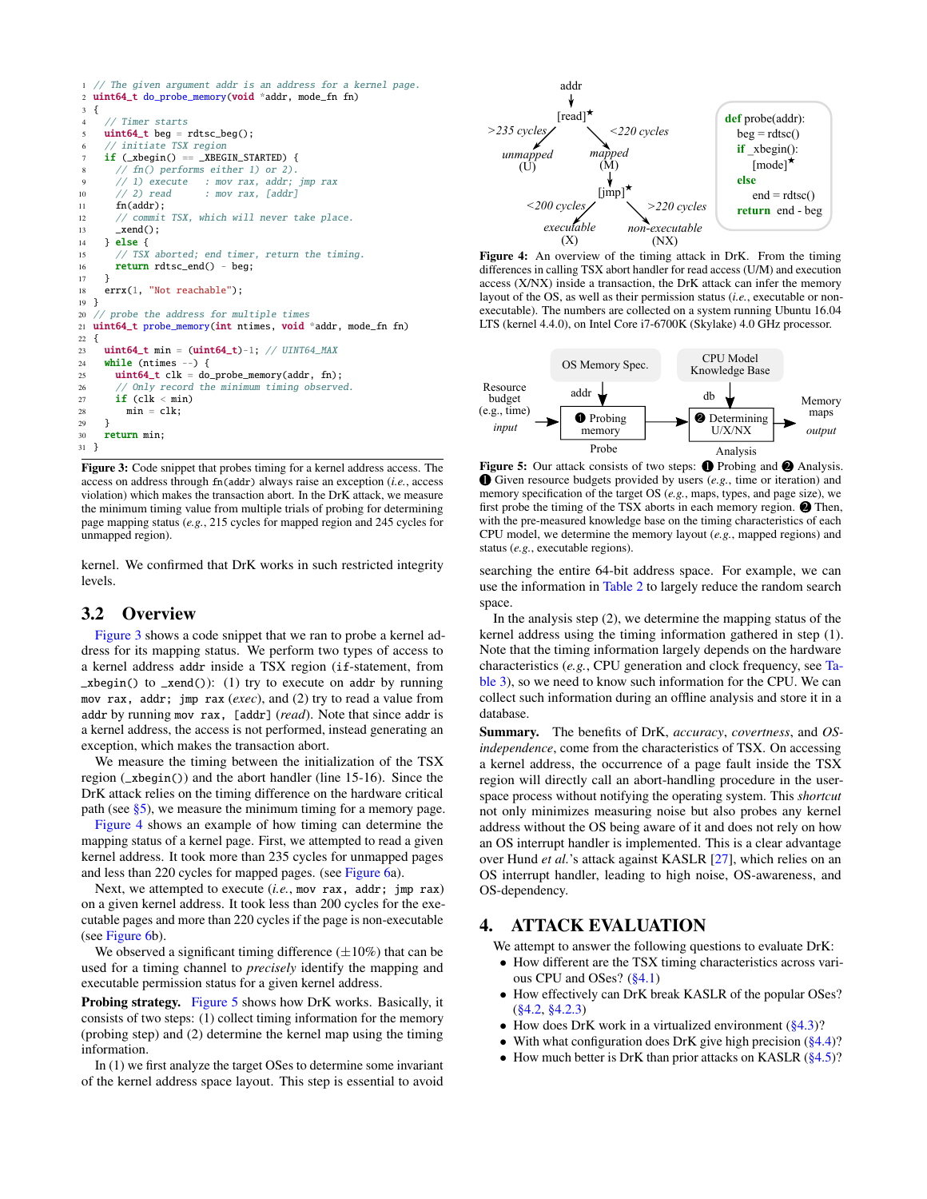```c
// The given argument addr is an address for a kernel page.
uint64_t do_probe_memory(void *addr, mode_fn fn)
{
  // Timer starts
  uint64_t beg = rdtsc_beg();
  // initiate TSX region
  if (_xbegin() == _XBEGIN_STARTED) {
    // fn() performs either 1) or 2).
    // 1) execute   : mov rax, addr; jmp rax
    // 2) read      : mov rax, [addr]
    fn(addr);
    // commit TSX, which will never take place.
    _xend();
  } else {
    // TSX aborted; end timer, return the timing.
    return rdtsc_end() - beg;
  }
  errx(1, "Not reachable");
}
// probe the address for multiple times
uint64_t probe_memory(int ntimes, void *addr, mode_fn fn)
{
  uint64_t min = (uint64_t)-1; // UINT64_MAX
  while (ntimes --) {
    uint64_t clk = do_probe_memory(addr, fn);
    // Only record the minimum timing observed.
    if (clk < min)
      min = clk;
  }
  return min;
}
```

**Figure 3:** Code snippet that probes timing for a kernel address access. The access on address through `fn(addr)` always raise an exception (*i.e.*, access violation) which makes the transaction abort. In the DrK attack, we measure the minimum timing value from multiple trials of probing for determining page mapping status (*e.g.*, 215 cycles for mapped region and 245 cycles for unmapped region).

kernel. We confirmed that DrK works in such restricted integrity levels.

## 3.2 Overview

Figure 3 shows a code snippet that we ran to probe a kernel address for its mapping status. We perform two types of access to a kernel address `addr` inside a TSX region (`if`-statement, from `_xbegin()` to `_xend()`): (1) try to execute on `addr` by running `mov rax, addr; jmp rax` (*exec*), and (2) try to read a value from `addr` by running `mov rax, [addr]` (*read*). Note that since `addr` is a kernel address, the access is not performed, instead generating an exception, which makes the transaction abort.

We measure the timing between the initialization of the TSX region (`_xbegin()`) and the abort handler (line 15-16). Since the DrK attack relies on the timing difference on the hardware critical path (see §5), we measure the minimum timing for a memory page. Figure 4 shows an example of how timing can determine the mapping status of a kernel page. First, we attempted to read a given kernel address. It took more than 235 cycles for unmapped pages and less than 220 cycles for mapped pages. (see Figure 6a).

Next, we attempted to execute (*i.e.*, `mov rax, addr; jmp rax`) on a given kernel address. It took less than 200 cycles for the executable pages and more than 220 cycles if the page is non-executable (see Figure 6b).

We observed a significant timing difference ($\pm$10%) that can be used for a timing channel to *precisely* identify the mapping and executable permission status for a given kernel address.

**Probing strategy.** Figure 5 shows how DrK works. Basically, it consists of two steps: (1) collect timing information for the memory (probing step) and (2) determine the kernel map using the timing information.

In (1) we first analyze the target OSes to determine some invariant of the kernel address space layout. This step is essential to avoid searching the entire 64-bit address space. For example, we can use the information in Table 2 to largely reduce the random search space.

```
def probe(addr):
    beg = rdtsc()
    if _xbegin():
        [mode]★
    else
        end = rdtsc()
    return end - beg
```

**Figure 4:** An overview of the timing attack in DrK. From the timing differences in calling TSX abort handler for read access (U/M) and execution access (X/NX) inside a transaction, the DrK attack can infer the memory layout of the OS, as well as their permission status (*i.e.*, executable or non-executable). The numbers are collected on a system running Ubuntu 16.04 LTS (kernel 4.4.0), on Intel Core i7-6700K (Skylake) 4.0 GHz processor.

**Figure 5:** Our attack consists of two steps: ❶ Probing and ❷ Analysis. ❶ Given resource budgets provided by users (*e.g.*, time or iteration) and memory specification of the target OS (*e.g.*, maps, types, and page size), we first probe the timing of the TSX aborts in each memory region. ❷ Then, with the pre-measured knowledge base on the timing characteristics of each CPU model, we determine the memory layout (*e.g.*, mapped regions) and status (*e.g.*, executable regions).

In the analysis step (2), we determine the mapping status of the kernel address using the timing information gathered in step (1). Note that the timing information largely depends on the hardware characteristics (*e.g.*, CPU generation and clock frequency, see Table 3), so we need to know such information for the CPU. We can collect such information during an offline analysis and store it in a database.

**Summary.** The benefits of DrK, *accuracy*, *covertness*, and *OS-independence*, come from the characteristics of TSX. On accessing a kernel address, the occurrence of a page fault inside the TSX region will directly call an abort-handling procedure in the user-space process without notifying the operating system. This *shortcut* not only minimizes measuring noise but also probes any kernel address without the OS being aware of it and does not rely on how an OS interrupt handler is implemented. This is a clear advantage over Hund *et al.*'s attack against KASLR [27], which relies on an OS interrupt handler, leading to high noise, OS-awareness, and OS-dependency.

# 4. ATTACK EVALUATION

We attempt to answer the following questions to evaluate DrK:

- How different are the TSX timing characteristics across various CPU and OSes? (§4.1)
- How effectively can DrK break KASLR of the popular OSes? (§4.2, §4.2.3)
- How does DrK work in a virtualized environment (§4.3)?
- With what configuration does DrK give high precision (§4.4)?
- How much better is DrK than prior attacks on KASLR (§4.5)?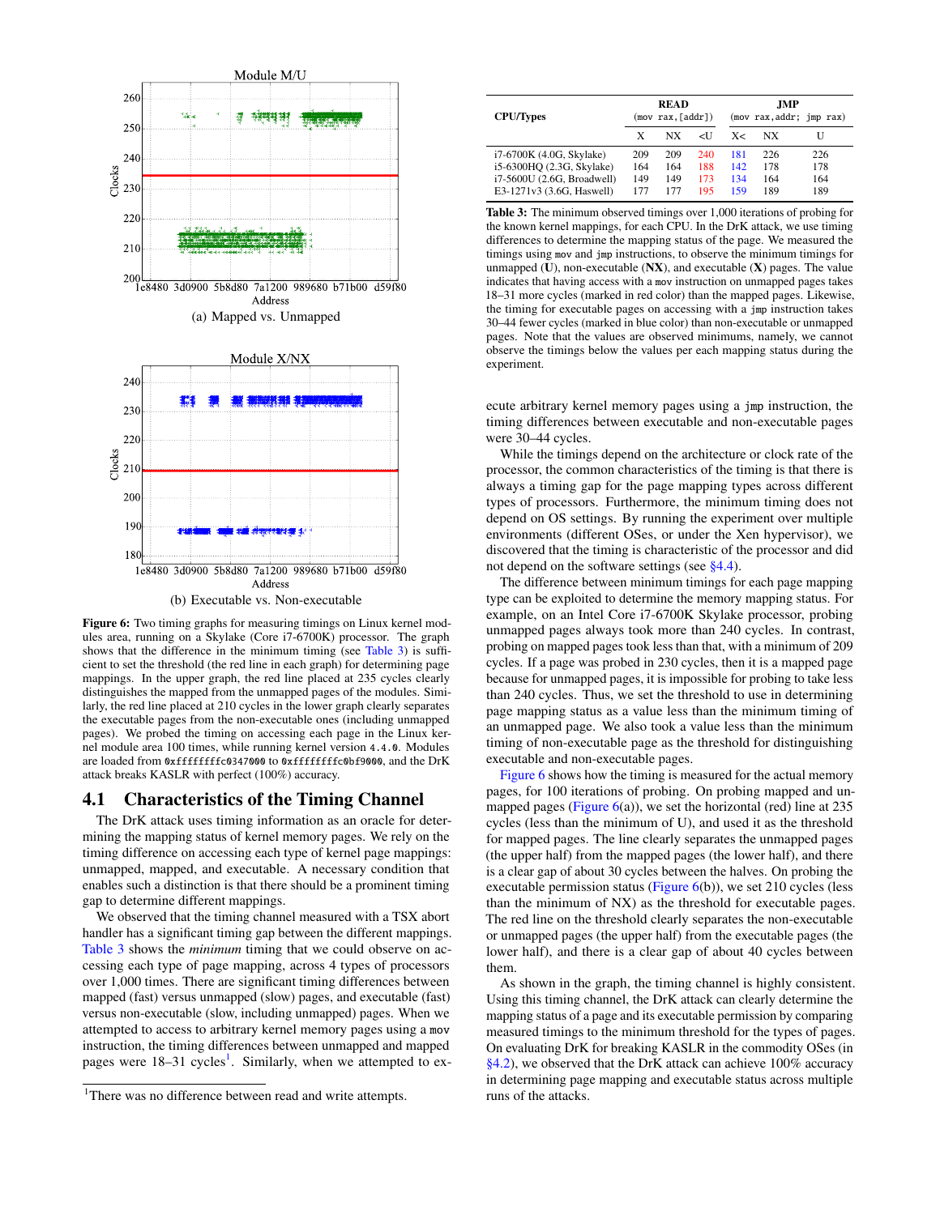Figure 6: Two timing graphs for measuring timings on Linux kernel modules area, running on a Skylake (Core i7-6700K) processor. The graph shows that the difference in the minimum timing (see Table 3) is sufficient to set the threshold (the red line in each graph) for determining page mappings. In the upper graph, the red line placed at 235 cycles clearly distinguishes the mapped from the unmapped pages of the modules. Similarly, the red line placed at 210 cycles in the lower graph clearly separates the executable pages from the non-executable ones (including unmapped pages). We probed the timing on accessing each page in the Linux kernel module area 100 times, while running kernel version `4.4.0`. Modules are loaded from `0xffffffffc0347000` to `0xffffffffc0bf9000`, and the DrK attack breaks KASLR with perfect (100%) accuracy.

| CPU/Types | READ (`mov rax,[addr]`) | | | JMP (`mov rax,addr; jmp rax`) | | |
|---|---|---|---|---|---|---|
| | X | NX | <U | X< | NX | U |
| i7-6700K (4.0G, Skylake) | 209 | 209 | 240 | 181 | 226 | 226 |
| i5-6300HQ (2.3G, Skylake) | 164 | 164 | 188 | 142 | 178 | 178 |
| i7-5600U (2.6G, Broadwell) | 149 | 149 | 173 | 134 | 164 | 164 |
| E3-1271v3 (3.6G, Haswell) | 177 | 177 | 195 | 159 | 189 | 189 |

**Table 3:** The minimum observed timings over 1,000 iterations of probing for the known kernel mappings, for each CPU. In the DrK attack, we use timing differences to determine the mapping status of the page. We measured the timings using `mov` and `jmp` instructions, to observe the minimum timings for unmapped (**U**), non-executable (**NX**), and executable (**X**) pages. The value indicates that having access with a `mov` instruction on unmapped pages takes 18–31 more cycles (marked in red color) than the mapped pages. Likewise, the timing for executable pages on accessing with a `jmp` instruction takes 30–44 fewer cycles (marked in blue color) than non-executable or unmapped pages. Note that the values are observed minimums, namely, we cannot observe the timings below the values per each mapping status during the experiment.

## 4.1 Characteristics of the Timing Channel

The DrK attack uses timing information as an oracle for determining the mapping status of kernel memory pages. We rely on the timing difference on accessing each type of kernel page mappings: unmapped, mapped, and executable. A necessary condition that enables such a distinction is that there should be a prominent timing gap to determine different mappings.

We observed that the timing channel measured with a TSX abort handler has a significant timing gap between the different mappings. Table 3 shows the *minimum* timing that we could observe on accessing each type of page mapping, across 4 types of processors over 1,000 times. There are significant timing differences between mapped (fast) versus unmapped (slow) pages, and executable (fast) versus non-executable (slow, including unmapped) pages. When we attempted to access to arbitrary kernel memory pages using a `mov` instruction, the timing differences between unmapped and mapped pages were 18–31 cycles[1]. Similarly, when we attempted to execute arbitrary kernel memory pages using a `jmp` instruction, the timing differences between executable and non-executable pages were 30–44 cycles.

While the timings depend on the architecture or clock rate of the processor, the common characteristics of the timing is that there is always a timing gap for the page mapping types across different types of processors. Furthermore, the minimum timing does not depend on OS settings. By running the experiment over multiple environments (different OSes, or under the Xen hypervisor), we discovered that the timing is characteristic of the processor and did not depend on the software settings (see §4.4).

The difference between minimum timings for each page mapping type can be exploited to determine the memory mapping status. For example, on an Intel Core i7-6700K Skylake processor, probing unmapped pages always took more than 240 cycles. In contrast, probing on mapped pages took less than that, with a minimum of 209 cycles. If a page was probed in 230 cycles, then it is a mapped page because for unmapped pages, it is impossible for probing to take less than 240 cycles. Thus, we set the threshold to use in determining page mapping status as a value less than the minimum timing of an unmapped page. We also took a value less than the minimum timing of non-executable page as the threshold for distinguishing executable and non-executable pages.

Figure 6 shows how the timing is measured for the actual memory pages, for 100 iterations of probing. On probing mapped and unmapped pages (Figure 6(a)), we set the horizontal (red) line at 235 cycles (less than the minimum of U), and used it as the threshold for mapped pages. The line clearly separates the unmapped pages (the upper half) from the mapped pages (the lower half), and there is a clear gap of about 30 cycles between the halves. On probing the executable permission status (Figure 6(b)), we set 210 cycles (less than the minimum of NX) as the threshold for executable pages. The red line on the threshold clearly separates the non-executable or unmapped pages (the upper half) from the executable pages (the lower half), and there is a clear gap of about 40 cycles between them.

As shown in the graph, the timing channel is highly consistent. Using this timing channel, the DrK attack can clearly determine the mapping status of a page and its executable permission by comparing measured timings to the minimum threshold for the types of pages. On evaluating DrK for breaking KASLR in the commodity OSes (in §4.2), we observed that the DrK attack can achieve 100% accuracy in determining page mapping and executable status across multiple runs of the attacks.

[1] There was no difference between read and write attempts.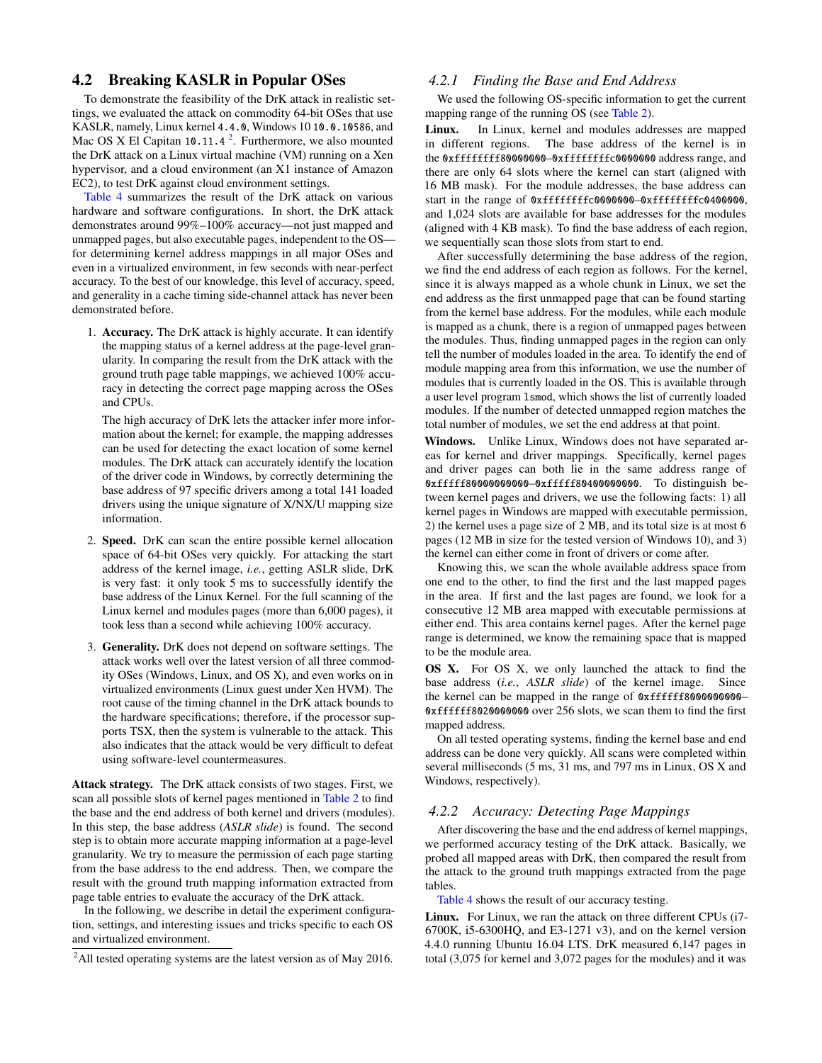## 4.2 Breaking KASLR in Popular OSes

To demonstrate the feasibility of the DrK attack in realistic settings, we evaluated the attack on commodity 64-bit OSes that use KASLR, namely, Linux kernel `4.4.0`, Windows 10 `10.0.10586`, and Mac OS X El Capitan `10.11.4` [2]. Furthermore, we also mounted the DrK attack on a Linux virtual machine (VM) running on a Xen hypervisor, and a cloud environment (an X1 instance of Amazon EC2), to test DrK against cloud environment settings.

Table 4 summarizes the result of the DrK attack on various hardware and software configurations. In short, the DrK attack demonstrates around 99%–100% accuracy—not just mapped and unmapped pages, but also executable pages, independent to the OS—for determining kernel address mappings in all major OSes and even in a virtualized environment, in few seconds with near-perfect accuracy. To the best of our knowledge, this level of accuracy, speed, and generality in a cache timing side-channel attack has never been demonstrated before.

1. **Accuracy.** The DrK attack is highly accurate. It can identify the mapping status of a kernel address at the page-level granularity. In comparing the result from the DrK attack with the ground truth page table mappings, we achieved 100% accuracy in detecting the correct page mapping across the OSes and CPUs.

   The high accuracy of DrK lets the attacker infer more information about the kernel; for example, the mapping addresses can be used for detecting the exact location of some kernel modules. The DrK attack can accurately identify the location of the driver code in Windows, by correctly determining the base address of 97 specific drivers among a total 141 loaded drivers using the unique signature of X/NX/U mapping size information.

2. **Speed.** DrK can scan the entire possible kernel allocation space of 64-bit OSes very quickly. For attacking the start address of the kernel image, *i.e.*, getting ASLR slide, DrK is very fast: it only took 5 ms to successfully identify the base address of the Linux Kernel. For the full scanning of the Linux kernel and modules pages (more than 6,000 pages), it took less than a second while achieving 100% accuracy.

3. **Generality.** DrK does not depend on software settings. The attack works well over the latest version of all three commodity OSes (Windows, Linux, and OS X), and even works on in virtualized environments (Linux guest under Xen HVM). The root cause of the timing channel in the DrK attack bounds to the hardware specifications; therefore, if the processor supports TSX, then the system is vulnerable to the attack. This also indicates that the attack would be very difficult to defeat using software-level countermeasures.

**Attack strategy.** The DrK attack consists of two stages. First, we scan all possible slots of kernel pages mentioned in Table 2 to find the base and the end address of both kernel and drivers (modules). In this step, the base address (*ASLR slide*) is found. The second step is to obtain more accurate mapping information at a page-level granularity. We try to measure the permission of each page starting from the base address to the end address. Then, we compare the result with the ground truth mapping information extracted from page table entries to evaluate the accuracy of the DrK attack.

In the following, we describe in detail the experiment configuration, settings, and interesting issues and tricks specific to each OS and virtualized environment.

[2] All tested operating systems are the latest version as of May 2016.

### 4.2.1 Finding the Base and End Address

We used the following OS-specific information to get the current mapping range of the running OS (see Table 2).

**Linux.** In Linux, kernel and modules addresses are mapped in different regions. The base address of the kernel is in the `0xffffffff80000000`–`0xffffffffc0000000` address range, and there are only 64 slots where the kernel can start (aligned with 16 MB mask). For the module addresses, the base address can start in the range of `0xffffffffc0000000`–`0xffffffffc0400000`, and 1,024 slots are available for base addresses for the modules (aligned with 4 KB mask). To find the base address of each region, we sequentially scan those slots from start to end.

After successfully determining the base address of the region, we find the end address of each region as follows. For the kernel, since it is always mapped as a whole chunk in Linux, we set the end address as the first unmapped page that can be found starting from the kernel base address. For the modules, while each module is mapped as a chunk, there is a region of unmapped pages between the modules. Thus, finding unmapped pages in the region can only tell the number of modules loaded in the area. To identify the end of module mapping area from this information, we use the number of modules that is currently loaded in the OS. This is available through a user level program `lsmod`, which shows the list of currently loaded modules. If the number of detected unmapped region matches the total number of modules, we set the end address at that point.

**Windows.** Unlike Linux, Windows does not have separated areas for kernel and driver mappings. Specifically, kernel pages and driver pages can both lie in the same address range of `0xfffff80000000000`–`0xfffff80400000000`. To distinguish between kernel pages and drivers, we use the following facts: 1) all kernel pages in Windows are mapped with executable permission, 2) the kernel uses a page size of 2 MB, and its total size is at most 6 pages (12 MB in size for the tested version of Windows 10), and 3) the kernel can either come in front of drivers or come after.

Knowing this, we scan the whole available address space from one end to the other, to find the first and the last mapped pages in the area. If first and the last pages are found, we look for a consecutive 12 MB area mapped with executable permissions at either end. This area contains kernel pages. After the kernel page range is determined, we know the remaining space that is mapped to be the module area.

**OS X.** For OS X, we only launched the attack to find the base address (*i.e.*, *ASLR slide*) of the kernel image. Since the kernel can be mapped in the range of `0xffffff8000000000`–`0xffffff8020000000` over 256 slots, we scan them to find the first mapped address.

On all tested operating systems, finding the kernel base and end address can be done very quickly. All scans were completed within several milliseconds (5 ms, 31 ms, and 797 ms in Linux, OS X and Windows, respectively).

### 4.2.2 Accuracy: Detecting Page Mappings

After discovering the base and the end address of kernel mappings, we performed accuracy testing of the DrK attack. Basically, we probed all mapped areas with DrK, then compared the result from the attack to the ground truth mappings extracted from the page tables.

Table 4 shows the result of our accuracy testing.

**Linux.** For Linux, we ran the attack on three different CPUs (i7-6700K, i5-6300HQ, and E3-1271 v3), and on the kernel version 4.4.0 running Ubuntu 16.04 LTS. DrK measured 6,147 pages in total (3,075 for kernel and 3,072 pages for the modules) and it was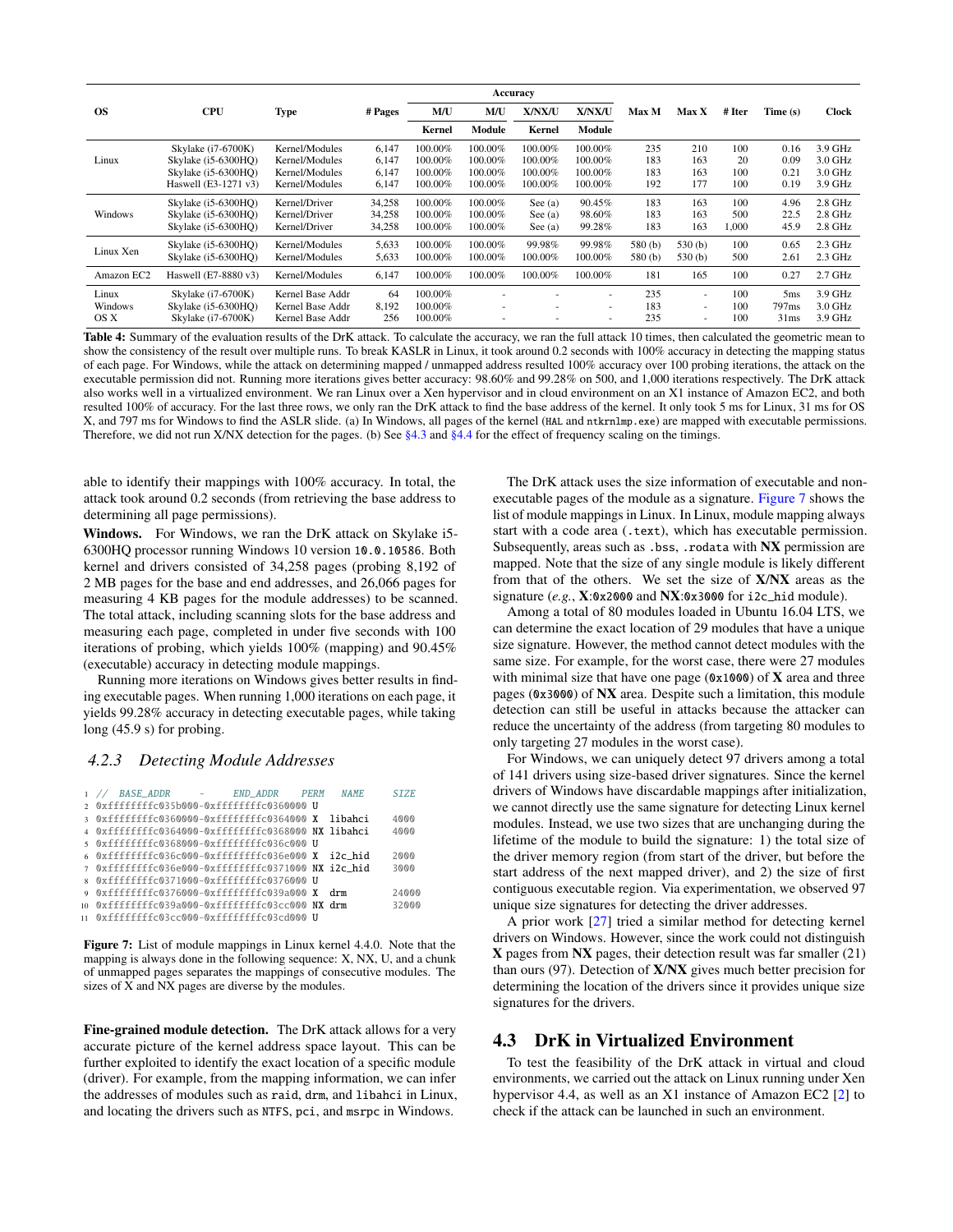| OS | CPU | Type | # Pages | Accuracy | | | | Max M | Max X | # Iter | Time (s) | Clock |
|---|---|---|---|---|---|---|---|---|---|---|---|---|
| | | | | M/U | M/U | X/NX/U | X/NX/U | | | | | |
| | | | | Kernel | Module | Kernel | Module | | | | | |
| Linux | Skylake (i7-6700K) | Kernel/Modules | 6,147 | 100.00% | 100.00% | 100.00% | 100.00% | 235 | 210 | 100 | 0.16 | 3.9 GHz |
| | Skylake (i5-6300HQ) | Kernel/Modules | 6,147 | 100.00% | 100.00% | 100.00% | 100.00% | 183 | 163 | 20 | 0.09 | 3.0 GHz |
| | Skylake (i5-6300HQ) | Kernel/Modules | 6,147 | 100.00% | 100.00% | 100.00% | 100.00% | 183 | 163 | 100 | 0.21 | 3.0 GHz |
| | Haswell (E3-1271 v3) | Kernel/Modules | 6,147 | 100.00% | 100.00% | 100.00% | 100.00% | 192 | 177 | 100 | 0.19 | 3.9 GHz |
| Windows | Skylake (i5-6300HQ) | Kernel/Driver | 34,258 | 100.00% | 100.00% | See (a) | 90.45% | 183 | 163 | 100 | 4.96 | 2.8 GHz |
| | Skylake (i5-6300HQ) | Kernel/Driver | 34,258 | 100.00% | 100.00% | See (a) | 98.60% | 183 | 163 | 500 | 22.5 | 2.8 GHz |
| | Skylake (i5-6300HQ) | Kernel/Driver | 34,258 | 100.00% | 100.00% | See (a) | 99.28% | 183 | 163 | 1,000 | 45.9 | 2.8 GHz |
| Linux Xen | Skylake (i5-6300HQ) | Kernel/Modules | 5,633 | 100.00% | 100.00% | 99.98% | 99.98% | 580 (b) | 530 (b) | 100 | 0.65 | 2.3 GHz |
| | Skylake (i5-6300HQ) | Kernel/Modules | 5,633 | 100.00% | 100.00% | 100.00% | 100.00% | 580 (b) | 530 (b) | 500 | 2.61 | 2.3 GHz |
| Amazon EC2 | Haswell (E7-8880 v3) | Kernel/Modules | 6,147 | 100.00% | 100.00% | 100.00% | 100.00% | 181 | 165 | 100 | 0.27 | 2.7 GHz |
| Linux | Skylake (i7-6700K) | Kernel Base Addr | 64 | 100.00% | - | - | - | 235 | - | 100 | 5ms | 3.9 GHz |
| Windows | Skylake (i5-6300HQ) | Kernel Base Addr | 8,192 | 100.00% | - | - | - | 183 | - | 100 | 797ms | 3.0 GHz |
| OS X | Skylake (i7-6700K) | Kernel Base Addr | 256 | 100.00% | - | - | - | 235 | - | 100 | 31ms | 3.9 GHz |

**Table 4:** Summary of the evaluation results of the DrK attack. To calculate the accuracy, we ran the full attack 10 times, then calculated the geometric mean to show the consistency of the result over multiple runs. To break KASLR in Linux, it took around 0.2 seconds with 100% accuracy in detecting the mapping status of each page. For Windows, while the attack on determining mapped / unmapped address resulted 100% accuracy over 100 probing iterations, the attack on the executable permission did not. Running more iterations gives better accuracy: 98.60% and 99.28% on 500, and 1,000 iterations respectively. The DrK attack also works well in a virtualized environment. We ran Linux over a Xen hypervisor and in cloud environment on an X1 instance of Amazon EC2, and both resulted 100% of accuracy. For the last three rows, we only ran the DrK attack to find the base address of the kernel. It only took 5 ms for Linux, 31 ms for OS X, and 797 ms for Windows to find the ASLR slide. (a) In Windows, all pages of the kernel (`HAL` and `ntkrnlmp.exe`) are mapped with executable permissions. Therefore, we did not run X/NX detection for the pages. (b) See §4.3 and §4.4 for the effect of frequency scaling on the timings.

able to identify their mappings with 100% accuracy. In total, the attack took around 0.2 seconds (from retrieving the base address to determining all page permissions).

**Windows.** For Windows, we ran the DrK attack on Skylake i5-6300HQ processor running Windows 10 version `10.0.10586`. Both kernel and drivers consisted of 34,258 pages (probing 8,192 of 2 MB pages for the base and end addresses, and 26,066 pages for measuring 4 KB pages for the module addresses) to be scanned. The total attack, including scanning slots for the base address and measuring each page, completed in under five seconds with 100 iterations of probing, which yields 100% (mapping) and 90.45% (executable) accuracy in detecting module mappings.

Running more iterations on Windows gives better results in finding executable pages. When running 1,000 iterations on each page, it yields 99.28% accuracy in detecting executable pages, while taking long (45.9 s) for probing.

### 4.2.3 Detecting Module Addresses

```
1  // BASE_ADDR    -    END_ADDR       PERM   NAME      SIZE
2  0xffffffffc035b000-0xffffffffc0360000 U
3  0xffffffffc0360000-0xffffffffc0364000 X  libahci    4000
4  0xffffffffc0364000-0xffffffffc0368000 NX libahci    4000
5  0xffffffffc0368000-0xffffffffc036c000 U
6  0xffffffffc036c000-0xffffffffc036e000 X  i2c_hid    2000
7  0xffffffffc036e000-0xffffffffc0371000 NX i2c_hid    3000
8  0xffffffffc0371000-0xffffffffc0376000 U
9  0xffffffffc0376000-0xffffffffc039a000 X  drm        24000
10 0xffffffffc039a000-0xffffffffc03cc000 NX drm        32000
11 0xffffffffc03cc000-0xffffffffc03cd000 U
```

**Figure 7:** List of module mappings in Linux kernel 4.4.0. Note that the mapping is always done in the following sequence: X, NX, U, and a chunk of unmapped pages separates the mappings of consecutive modules. The sizes of X and NX pages are diverse by the modules.

**Fine-grained module detection.** The DrK attack allows for a very accurate picture of the kernel address space layout. This can be further exploited to identify the exact location of a specific module (driver). For example, from the mapping information, we can infer the addresses of modules such as `raid`, `drm`, and `libahci` in Linux, and locating the drivers such as `NTFS`, `pci`, and `msrpc` in Windows.

The DrK attack uses the size information of executable and non-executable pages of the module as a signature. Figure 7 shows the list of module mappings in Linux. In Linux, module mapping always start with a code area (`.text`), which has executable permission. Subsequently, areas such as `.bss`, `.rodata` with **NX** permission are mapped. Note that the size of any single module is likely different from that of the others. We set the size of **X/NX** areas as the signature (*e.g.*, **X**:`0x2000` and **NX**:`0x3000` for `i2c_hid` module).

Among a total of 80 modules loaded in Ubuntu 16.04 LTS, we can determine the exact location of 29 modules that have a unique size signature. However, the method cannot detect modules with the same size. For example, for the worst case, there were 27 modules with minimal size that have one page (`0x1000`) of **X** area and three pages (`0x3000`) of **NX** area. Despite such a limitation, this module detection can still be useful in attacks because the attacker can reduce the uncertainty of the address (from targeting 80 modules to only targeting 27 modules in the worst case).

For Windows, we can uniquely detect 97 drivers among a total of 141 drivers using size-based driver signatures. Since the kernel drivers of Windows have discardable mappings after initialization, we cannot directly use the same signature for detecting Linux kernel modules. Instead, we use two sizes that are unchanging during the lifetime of the module to build the signature: 1) the total size of the driver memory region (from start of the driver, but before the start address of the next mapped driver), and 2) the size of first contiguous executable region. Via experimentation, we observed 97 unique size signatures for detecting the driver addresses.

A prior work [27] tried a similar method for detecting kernel drivers on Windows. However, since the work could not distinguish **X** pages from **NX** pages, their detection result was far smaller (21) than ours (97). Detection of **X/NX** gives much better precision for determining the location of the drivers since it provides unique size signatures for the drivers.

## 4.3 DrK in Virtualized Environment

To test the feasibility of the DrK attack in virtual and cloud environments, we carried out the attack on Linux running under Xen hypervisor 4.4, as well as an X1 instance of Amazon EC2 [2] to check if the attack can be launched in such an environment.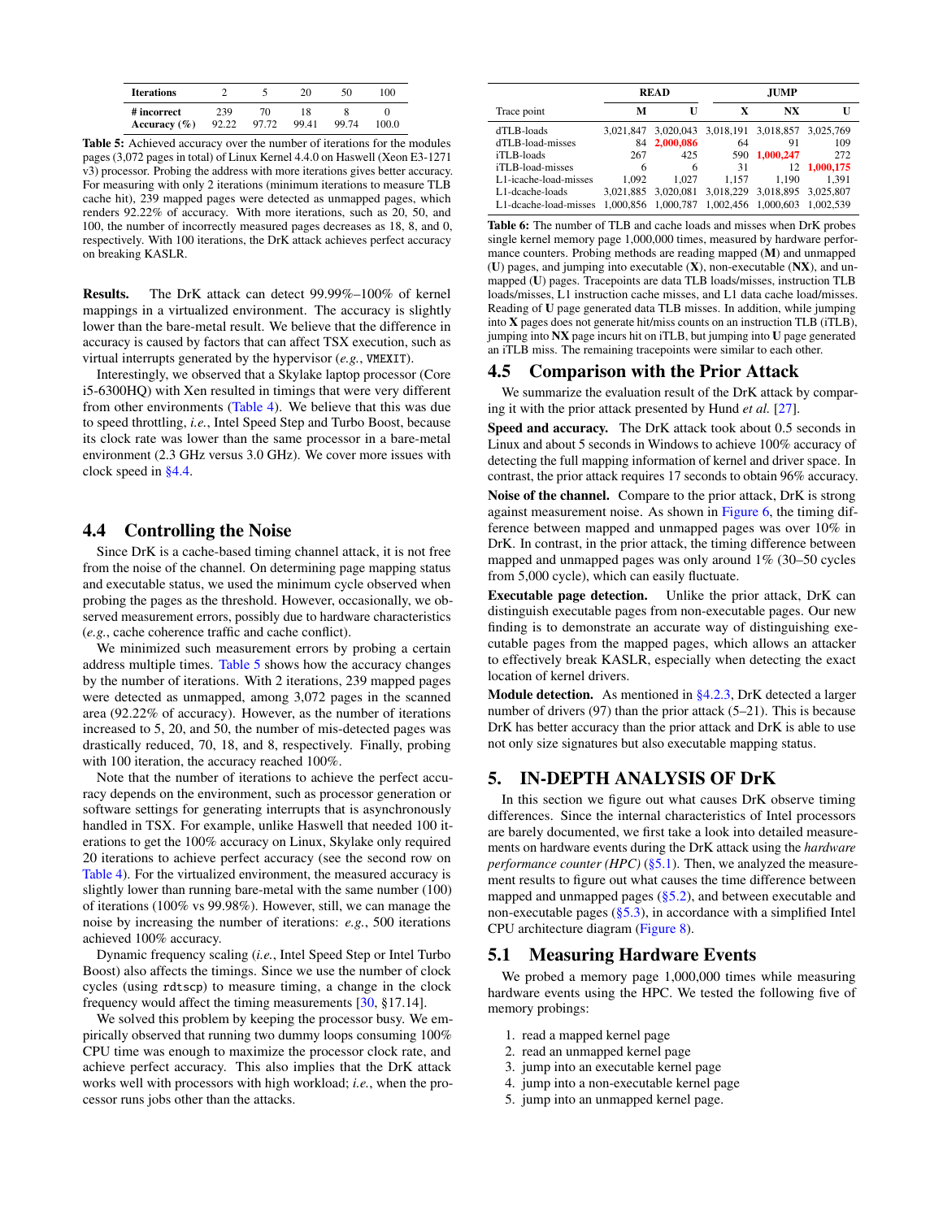| Iterations | 2 | 5 | 20 | 50 | 100 |
|---|---|---|---|---|---|
| # incorrect | 239 | 70 | 18 | 8 | 0 |
| Accuracy (%) | 92.22 | 97.72 | 99.41 | 99.74 | 100.0 |

**Table 5:** Achieved accuracy over the number of iterations for the modules pages (3,072 pages in total) of Linux Kernel 4.4.0 on Haswell (Xeon E3-1271 v3) processor. Probing the address with more iterations gives better accuracy. For measuring with only 2 iterations (minimum iterations to measure TLB cache hit), 239 mapped pages were detected as unmapped pages, which renders 92.22% of accuracy. With more iterations, such as 20, 50, and 100, the number of incorrectly measured pages decreases as 18, 8, and 0, respectively. With 100 iterations, the DrK attack achieves perfect accuracy on breaking KASLR.

**Results.** The DrK attack can detect 99.99%–100% of kernel mappings in a virtualized environment. The accuracy is slightly lower than the bare-metal result. We believe that the difference in accuracy is caused by factors that can affect TSX execution, such as virtual interrupts generated by the hypervisor (*e.g.*, VMEXIT).

Interestingly, we observed that a Skylake laptop processor (Core i5-6300HQ) with Xen resulted in timings that were very different from other environments (Table 4). We believe that this was due to speed throttling, *i.e.*, Intel Speed Step and Turbo Boost, because its clock rate was lower than the same processor in a bare-metal environment (2.3 GHz versus 3.0 GHz). We cover more issues with clock speed in §4.4.

## 4.4 Controlling the Noise

Since DrK is a cache-based timing channel attack, it is not free from the noise of the channel. On determining page mapping status and executable status, we used the minimum cycle observed when probing the pages as the threshold. However, occasionally, we observed measurement errors, possibly due to hardware characteristics (*e.g.*, cache coherence traffic and cache conflict).

We minimized such measurement errors by probing a certain address multiple times. Table 5 shows how the accuracy changes by the number of iterations. With 2 iterations, 239 mapped pages were detected as unmapped, among 3,072 pages in the scanned area (92.22% of accuracy). However, as the number of iterations increased to 5, 20, and 50, the number of mis-detected pages was drastically reduced, 70, 18, and 8, respectively. Finally, probing with 100 iteration, the accuracy reached 100%.

Note that the number of iterations to achieve the perfect accuracy depends on the environment, such as processor generation or software settings for generating interrupts that is asynchronously handled in TSX. For example, unlike Haswell that needed 100 iterations to get the 100% accuracy on Linux, Skylake only required 20 iterations to achieve perfect accuracy (see the second row on Table 4). For the virtualized environment, the measured accuracy is slightly lower than running bare-metal with the same number (100) of iterations (100% vs 99.98%). However, still, we can manage the noise by increasing the number of iterations: *e.g.*, 500 iterations achieved 100% accuracy.

Dynamic frequency scaling (*i.e.*, Intel Speed Step or Intel Turbo Boost) also affects the timings. Since we use the number of clock cycles (using rdtscp) to measure timing, a change in the clock frequency would affect the timing measurements [30, §17.14].

We solved this problem by keeping the processor busy. We empirically observed that running two dummy loops consuming 100% CPU time was enough to maximize the processor clock rate, and achieve perfect accuracy. This also implies that the DrK attack works well with processors with high workload; *i.e.*, when the processor runs jobs other than the attacks.

| | READ | | JUMP | | |
|---|---|---|---|---|---|
| Trace point | M | U | X | NX | U |
| dTLB-loads | 3,021,847 | 3,020,043 | 3,018,191 | 3,018,857 | 3,025,769 |
| dTLB-load-misses | 84 | **2,000,086** | 64 | 91 | 109 |
| iTLB-loads | 267 | 425 | 590 | **1,000,247** | 272 |
| iTLB-load-misses | 6 | 6 | 31 | 12 | **1,000,175** |
| L1-icache-load-misses | 1,092 | 1,027 | 1,157 | 1,190 | 1,391 |
| L1-dcache-loads | 3,021,885 | 3,020,081 | 3,018,229 | 3,018,895 | 3,025,807 |
| L1-dcache-load-misses | 1,000,856 | 1,000,787 | 1,002,456 | 1,000,603 | 1,002,539 |

**Table 6:** The number of TLB and cache loads and misses when DrK probes single kernel memory page 1,000,000 times, measured by hardware performance counters. Probing methods are reading mapped (**M**) and unmapped (**U**) pages, and jumping into executable (**X**), non-executable (**NX**), and unmapped (**U**) pages. Tracepoints are data TLB loads/misses, instruction TLB loads/misses, L1 instruction cache misses, and L1 data cache load/misses. Reading of **U** page generated data TLB misses. In addition, while jumping into **X** pages does not generate hit/miss counts on an instruction TLB (iTLB), jumping into **NX** page incurs hit on iTLB, but jumping into **U** page generated an iTLB miss. The remaining tracepoints were similar to each other.

## 4.5 Comparison with the Prior Attack

We summarize the evaluation result of the DrK attack by comparing it with the prior attack presented by Hund *et al.* [27].

**Speed and accuracy.** The DrK attack took about 0.5 seconds in Linux and about 5 seconds in Windows to achieve 100% accuracy of detecting the full mapping information of kernel and driver space. In contrast, the prior attack requires 17 seconds to obtain 96% accuracy.

**Noise of the channel.** Compare to the prior attack, DrK is strong against measurement noise. As shown in Figure 6, the timing difference between mapped and unmapped pages was over 10% in DrK. In contrast, in the prior attack, the timing difference between mapped and unmapped pages was only around 1% (30–50 cycles from 5,000 cycle), which can easily fluctuate.

**Executable page detection.** Unlike the prior attack, DrK can distinguish executable pages from non-executable pages. Our new finding is to demonstrate an accurate way of distinguishing executable pages from the mapped pages, which allows an attacker to effectively break KASLR, especially when detecting the exact location of kernel drivers.

**Module detection.** As mentioned in §4.2.3, DrK detected a larger number of drivers (97) than the prior attack (5–21). This is because DrK has better accuracy than the prior attack and DrK is able to use not only size signatures but also executable mapping status.

# 5. IN-DEPTH ANALYSIS OF DrK

In this section we figure out what causes DrK observe timing differences. Since the internal characteristics of Intel processors are barely documented, we first take a look into detailed measurements on hardware events during the DrK attack using the *hardware performance counter (HPC)* (§5.1). Then, we analyzed the measurement results to figure out what causes the time difference between mapped and unmapped pages (§5.2), and between executable and non-executable pages (§5.3), in accordance with a simplified Intel CPU architecture diagram (Figure 8).

## 5.1 Measuring Hardware Events

We probed a memory page 1,000,000 times while measuring hardware events using the HPC. We tested the following five of memory probings:

1. read a mapped kernel page
2. read an unmapped kernel page
3. jump into an executable kernel page
4. jump into a non-executable kernel page
5. jump into an unmapped kernel page.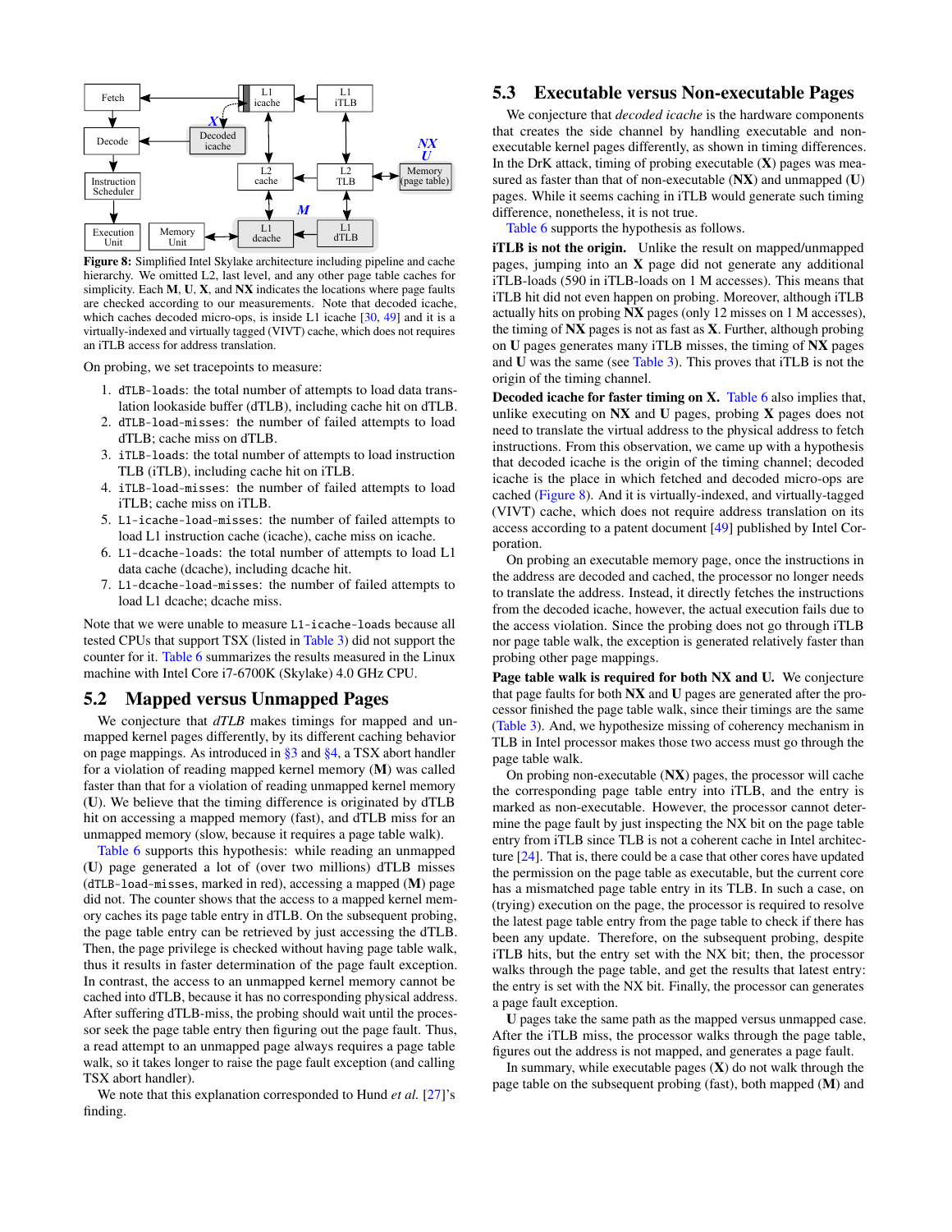Figure 8: Simplified Intel Skylake architecture including pipeline and cache hierarchy. We omitted L2, last level, and any other page table caches for simplicity. Each **M**, **U**, **X**, and **NX** indicates the locations where page faults are checked according to our measurements. Note that decoded icache, which caches decoded micro-ops, is inside L1 icache [30, 49] and it is a virtually-indexed and virtually tagged (VIVT) cache, which does not requires an iTLB access for address translation.

On probing, we set tracepoints to measure:

1. `dTLB-loads`: the total number of attempts to load data translation lookaside buffer (dTLB), including cache hit on dTLB.
2. `dTLB-load-misses`: the number of failed attempts to load dTLB; cache miss on dTLB.
3. `iTLB-loads`: the total number of attempts to load instruction TLB (iTLB), including cache hit on iTLB.
4. `iTLB-load-misses`: the number of failed attempts to load iTLB; cache miss on iTLB.
5. `L1-icache-load-misses`: the number of failed attempts to load L1 instruction cache (icache), cache miss on icache.
6. `L1-dcache-loads`: the total number of attempts to load L1 data cache (dcache), including dcache hit.
7. `L1-dcache-load-misses`: the number of failed attempts to load L1 dcache; dcache miss.

Note that we were unable to measure `L1-icache-loads` because all tested CPUs that support TSX (listed in Table 3) did not support the counter for it. Table 6 summarizes the results measured in the Linux machine with Intel Core i7-6700K (Skylake) 4.0 GHz CPU.

## 5.2 Mapped versus Unmapped Pages

We conjecture that *dTLB* makes timings for mapped and unmapped kernel pages differently, by its different caching behavior on page mappings. As introduced in §3 and §4, a TSX abort handler for a violation of reading mapped kernel memory (**M**) was called faster than that for a violation of reading unmapped kernel memory (**U**). We believe that the timing difference is originated by dTLB hit on accessing a mapped memory (fast), and dTLB miss for an unmapped memory (slow, because it requires a page table walk).

Table 6 supports this hypothesis: while reading an unmapped (**U**) page generated a lot of (over two millions) dTLB misses (`dTLB-load-misses`, marked in red), accessing a mapped (**M**) page did not. The counter shows that the access to a mapped kernel memory caches its page table entry in dTLB. On the subsequent probing, the page table entry can be retrieved by just accessing the dTLB. Then, the page privilege is checked without having page table walk, thus it results in faster determination of the page fault exception. In contrast, the access to an unmapped kernel memory cannot be cached into dTLB, because it has no corresponding physical address. After suffering dTLB-miss, the probing should wait until the processor seek the page table entry then figuring out the page fault. Thus, a read attempt to an unmapped page always requires a page table walk, so it takes longer to raise the page fault exception (and calling TSX abort handler).

We note that this explanation corresponded to Hund *et al.* [27]'s finding.

## 5.3 Executable versus Non-executable Pages

We conjecture that *decoded icache* is the hardware components that creates the side channel by handling executable and non-executable kernel pages differently, as shown in timing differences. In the DrK attack, timing of probing executable (**X**) pages was measured as faster than that of non-executable (**NX**) and unmapped (**U**) pages. While it seems caching in iTLB would generate such timing difference, nonetheless, it is not true.

Table 6 supports the hypothesis as follows.

**iTLB is not the origin.** Unlike the result on mapped/unmapped pages, jumping into an **X** page did not generate any additional iTLB-loads (590 in iTLB-loads on 1 M accesses). This means that iTLB hit did not even happen on probing. Moreover, although iTLB actually hits on probing **NX** pages (only 12 misses on 1 M accesses), the timing of **NX** pages is not as fast as **X**. Further, although probing on **U** pages generates many iTLB misses, the timing of **NX** pages and **U** was the same (see Table 3). This proves that iTLB is not the origin of the timing channel.

**Decoded icache for faster timing on X.** Table 6 also implies that, unlike executing on **NX** and **U** pages, probing **X** pages does not need to translate the virtual address to the physical address to fetch instructions. From this observation, we came up with a hypothesis that decoded icache is the origin of the timing channel; decoded icache is the place in which fetched and decoded micro-ops are cached (Figure 8). And it is virtually-indexed, and virtually-tagged (VIVT) cache, which does not require address translation on its access according to a patent document [49] published by Intel Corporation.

On probing an executable memory page, once the instructions in the address are decoded and cached, the processor no longer needs to translate the address. Instead, it directly fetches the instructions from the decoded icache, however, the actual execution fails due to the access violation. Since the probing does not go through iTLB nor page table walk, the exception is generated relatively faster than probing other page mappings.

**Page table walk is required for both NX and U.** We conjecture that page faults for both **NX** and **U** pages are generated after the processor finished the page table walk, since their timings are the same (Table 3). And, we hypothesize missing of coherency mechanism in TLB in Intel processor makes those two access must go through the page table walk.

On probing non-executable (**NX**) pages, the processor will cache the corresponding page table entry into iTLB, and the entry is marked as non-executable. However, the processor cannot determine the page fault by just inspecting the NX bit on the page table entry from iTLB since TLB is not a coherent cache in Intel architecture [24]. That is, there could be a case that other cores have updated the permission on the page table as executable, but the current core has a mismatched page table entry in its TLB. In such a case, on (trying) execution on the page, the processor is required to resolve the latest page table entry from the page table to check if there has been any update. Therefore, on the subsequent probing, despite iTLB hits, but the entry set with the NX bit; then, the processor walks through the page table, and get the results that latest entry: the entry is set with the NX bit. Finally, the processor can generates a page fault exception.

**U** pages take the same path as the mapped versus unmapped case. After the iTLB miss, the processor walks through the page table, figures out the address is not mapped, and generates a page fault.

In summary, while executable pages (**X**) do not walk through the page table on the subsequent probing (fast), both mapped (**M**) and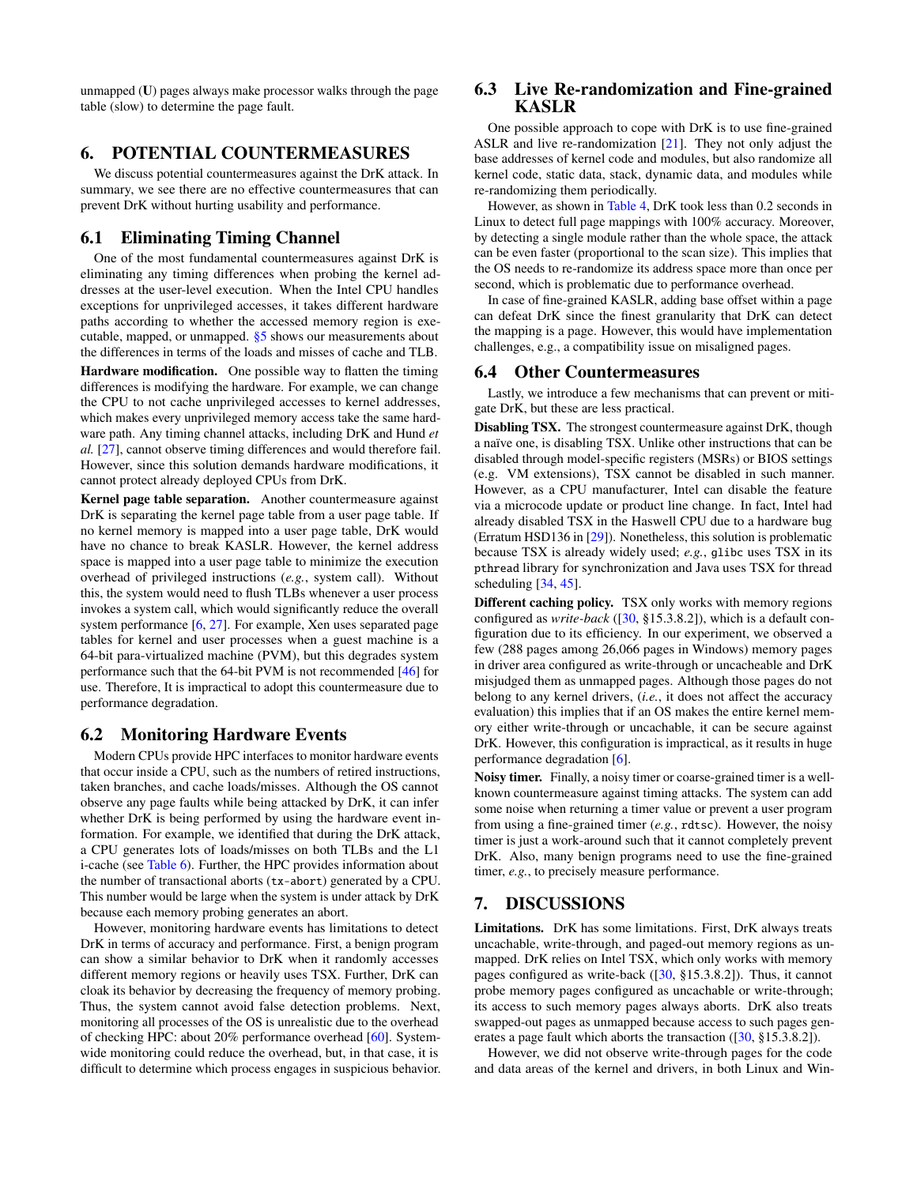unmapped (**U**) pages always make processor walks through the page table (slow) to determine the page fault.

# 6. POTENTIAL COUNTERMEASURES

We discuss potential countermeasures against the DrK attack. In summary, we see there are no effective countermeasures that can prevent DrK without hurting usability and performance.

## 6.1 Eliminating Timing Channel

One of the most fundamental countermeasures against DrK is eliminating any timing differences when probing the kernel addresses at the user-level execution. When the Intel CPU handles exceptions for unprivileged accesses, it takes different hardware paths according to whether the accessed memory region is executable, mapped, or unmapped. §5 shows our measurements about the differences in terms of the loads and misses of cache and TLB.

**Hardware modification.** One possible way to flatten the timing differences is modifying the hardware. For example, we can change the CPU to not cache unprivileged accesses to kernel addresses, which makes every unprivileged memory access take the same hardware path. Any timing channel attacks, including DrK and Hund *et al.* [27], cannot observe timing differences and would therefore fail. However, since this solution demands hardware modifications, it cannot protect already deployed CPUs from DrK.

**Kernel page table separation.** Another countermeasure against DrK is separating the kernel page table from a user page table. If no kernel memory is mapped into a user page table, DrK would have no chance to break KASLR. However, the kernel address space is mapped into a user page table to minimize the execution overhead of privileged instructions (*e.g.*, system call). Without this, the system would need to flush TLBs whenever a user process invokes a system call, which would significantly reduce the overall system performance [6, 27]. For example, Xen uses separated page tables for kernel and user processes when a guest machine is a 64-bit para-virtualized machine (PVM), but this degrades system performance such that the 64-bit PVM is not recommended [46] for use. Therefore, It is impractical to adopt this countermeasure due to performance degradation.

## 6.2 Monitoring Hardware Events

Modern CPUs provide HPC interfaces to monitor hardware events that occur inside a CPU, such as the numbers of retired instructions, taken branches, and cache loads/misses. Although the OS cannot observe any page faults while being attacked by DrK, it can infer whether DrK is being performed by using the hardware event information. For example, we identified that during the DrK attack, a CPU generates lots of loads/misses on both TLBs and the L1 i-cache (see Table 6). Further, the HPC provides information about the number of transactional aborts (`tx-abort`) generated by a CPU. This number would be large when the system is under attack by DrK because each memory probing generates an abort.

However, monitoring hardware events has limitations to detect DrK in terms of accuracy and performance. First, a benign program can show a similar behavior to DrK when it randomly accesses different memory regions or heavily uses TSX. Further, DrK can cloak its behavior by decreasing the frequency of memory probing. Thus, the system cannot avoid false detection problems. Next, monitoring all processes of the OS is unrealistic due to the overhead of checking HPC: about 20% performance overhead [60]. System-wide monitoring could reduce the overhead, but, in that case, it is difficult to determine which process engages in suspicious behavior.

## 6.3 Live Re-randomization and Fine-grained KASLR

One possible approach to cope with DrK is to use fine-grained ASLR and live re-randomization [21]. They not only adjust the base addresses of kernel code and modules, but also randomize all kernel code, static data, stack, dynamic data, and modules while re-randomizing them periodically.

However, as shown in Table 4, DrK took less than 0.2 seconds in Linux to detect full page mappings with 100% accuracy. Moreover, by detecting a single module rather than the whole space, the attack can be even faster (proportional to the scan size). This implies that the OS needs to re-randomize its address space more than once per second, which is problematic due to performance overhead.

In case of fine-grained KASLR, adding base offset within a page can defeat DrK since the finest granularity that DrK can detect the mapping is a page. However, this would have implementation challenges, e.g., a compatibility issue on misaligned pages.

## 6.4 Other Countermeasures

Lastly, we introduce a few mechanisms that can prevent or mitigate DrK, but these are less practical.

**Disabling TSX.** The strongest countermeasure against DrK, though a naïve one, is disabling TSX. Unlike other instructions that can be disabled through model-specific registers (MSRs) or BIOS settings (e.g. VM extensions), TSX cannot be disabled in such manner. However, as a CPU manufacturer, Intel can disable the feature via a microcode update or product line change. In fact, Intel had already disabled TSX in the Haswell CPU due to a hardware bug (Erratum HSD136 in [29]). Nonetheless, this solution is problematic because TSX is already widely used; *e.g.*, `glibc` uses TSX in its `pthread` library for synchronization and Java uses TSX for thread scheduling [34, 45].

**Different caching policy.** TSX only works with memory regions configured as *write-back* ([30, §15.3.8.2]), which is a default configuration due to its efficiency. In our experiment, we observed a few (288 pages among 26,066 pages in Windows) memory pages in driver area configured as write-through or uncacheable and DrK misjudged them as unmapped pages. Although those pages do not belong to any kernel drivers, (*i.e.*, it does not affect the accuracy evaluation) this implies that if an OS makes the entire kernel memory either write-through or uncachable, it can be secure against DrK. However, this configuration is impractical, as it results in huge performance degradation [6].

**Noisy timer.** Finally, a noisy timer or coarse-grained timer is a well-known countermeasure against timing attacks. The system can add some noise when returning a timer value or prevent a user program from using a fine-grained timer (*e.g.*, `rdtsc`). However, the noisy timer is just a work-around such that it cannot completely prevent DrK. Also, many benign programs need to use the fine-grained timer, *e.g.*, to precisely measure performance.

# 7. DISCUSSIONS

**Limitations.** DrK has some limitations. First, DrK always treats uncachable, write-through, and paged-out memory regions as unmapped. DrK relies on Intel TSX, which only works with memory pages configured as write-back ([30, §15.3.8.2]). Thus, it cannot probe memory pages configured as uncachable or write-through; its access to such memory pages always aborts. DrK also treats swapped-out pages as unmapped because access to such pages generates a page fault which aborts the transaction ([30, §15.3.8.2]).

However, we did not observe write-through pages for the code and data areas of the kernel and drivers, in both Linux and Win-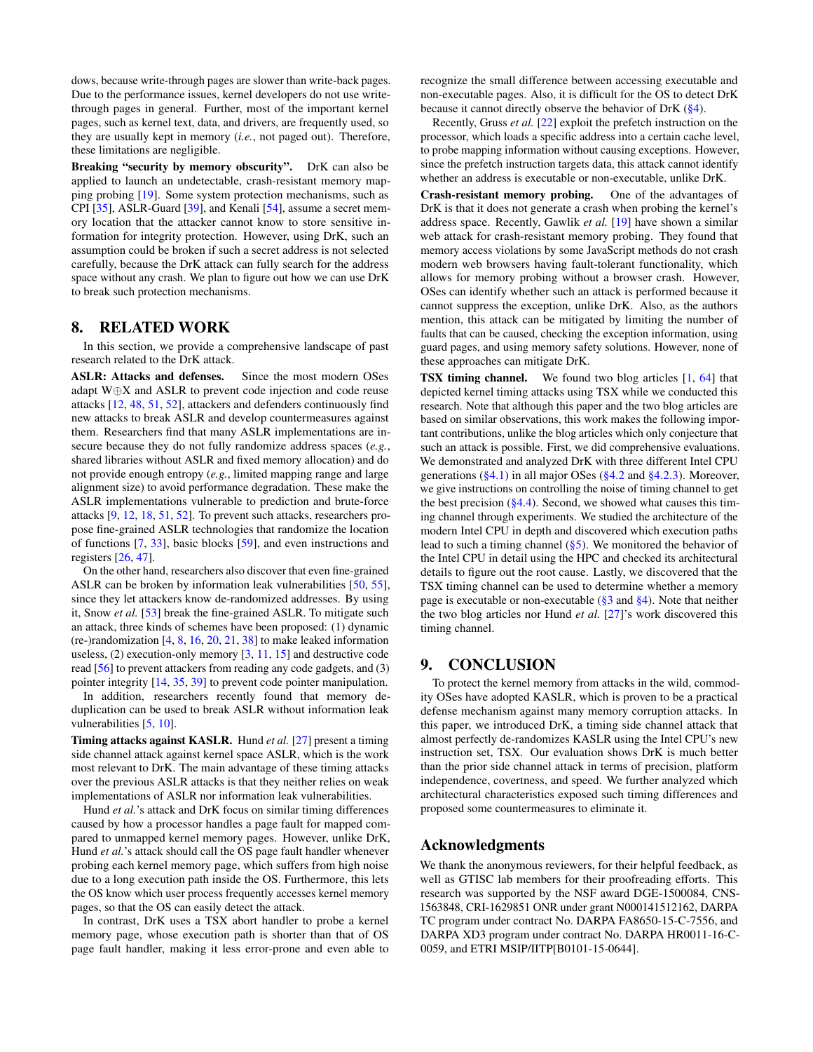dows, because write-through pages are slower than write-back pages. Due to the performance issues, kernel developers do not use write-through pages in general. Further, most of the important kernel pages, such as kernel text, data, and drivers, are frequently used, so they are usually kept in memory (*i.e.*, not paged out). Therefore, these limitations are negligible.

**Breaking "security by memory obscurity".** DrK can also be applied to launch an undetectable, crash-resistant memory mapping probing [19]. Some system protection mechanisms, such as CPI [35], ASLR-Guard [39], and Kenali [54], assume a secret memory location that the attacker cannot know to store sensitive information for integrity protection. However, using DrK, such an assumption could be broken if such a secret address is not selected carefully, because the DrK attack can fully search for the address space without any crash. We plan to figure out how we can use DrK to break such protection mechanisms.

## 8. RELATED WORK

In this section, we provide a comprehensive landscape of past research related to the DrK attack.

**ASLR: Attacks and defenses.** Since the most modern OSes adapt W⊕X and ASLR to prevent code injection and code reuse attacks [12, 48, 51, 52], attackers and defenders continuously find new attacks to break ASLR and develop countermeasures against them. Researchers find that many ASLR implementations are insecure because they do not fully randomize address spaces (*e.g.*, shared libraries without ASLR and fixed memory allocation) and do not provide enough entropy (*e.g.*, limited mapping range and large alignment size) to avoid performance degradation. These make the ASLR implementations vulnerable to prediction and brute-force attacks [9, 12, 18, 51, 52]. To prevent such attacks, researchers propose fine-grained ASLR technologies that randomize the location of functions [7, 33], basic blocks [59], and even instructions and registers [26, 47].

On the other hand, researchers also discover that even fine-grained ASLR can be broken by information leak vulnerabilities [50, 55], since they let attackers know de-randomized addresses. By using it, Snow *et al.* [53] break the fine-grained ASLR. To mitigate such an attack, three kinds of schemes have been proposed: (1) dynamic (re-)randomization [4, 8, 16, 20, 21, 38] to make leaked information useless, (2) execution-only memory [3, 11, 15] and destructive code read [56] to prevent attackers from reading any code gadgets, and (3) pointer integrity [14, 35, 39] to prevent code pointer manipulation.

In addition, researchers recently found that memory de-duplication can be used to break ASLR without information leak vulnerabilities [5, 10].

**Timing attacks against KASLR.** Hund *et al.* [27] present a timing side channel attack against kernel space ASLR, which is the work most relevant to DrK. The main advantage of these timing attacks over the previous ASLR attacks is that they neither relies on weak implementations of ASLR nor information leak vulnerabilities.

Hund *et al.*'s attack and DrK focus on similar timing differences caused by how a processor handles a page fault for mapped compared to unmapped kernel memory pages. However, unlike DrK, Hund *et al.*'s attack should call the OS page fault handler whenever probing each kernel memory page, which suffers from high noise due to a long execution path inside the OS. Furthermore, this lets the OS know which user process frequently accesses kernel memory pages, so that the OS can easily detect the attack.

In contrast, DrK uses a TSX abort handler to probe a kernel memory page, whose execution path is shorter than that of OS page fault handler, making it less error-prone and even able to recognize the small difference between accessing executable and non-executable pages. Also, it is difficult for the OS to detect DrK because it cannot directly observe the behavior of DrK (§4).

Recently, Gruss *et al.* [22] exploit the prefetch instruction on the processor, which loads a specific address into a certain cache level, to probe mapping information without causing exceptions. However, since the prefetch instruction targets data, this attack cannot identify whether an address is executable or non-executable, unlike DrK.

**Crash-resistant memory probing.** One of the advantages of DrK is that it does not generate a crash when probing the kernel's address space. Recently, Gawlik *et al.* [19] have shown a similar web attack for crash-resistant memory probing. They found that memory access violations by some JavaScript methods do not crash modern web browsers having fault-tolerant functionality, which allows for memory probing without a browser crash. However, OSes can identify whether such an attack is performed because it cannot suppress the exception, unlike DrK. Also, as the authors mention, this attack can be mitigated by limiting the number of faults that can be caused, checking the exception information, using guard pages, and using memory safety solutions. However, none of these approaches can mitigate DrK.

**TSX timing channel.** We found two blog articles [1, 64] that depicted kernel timing attacks using TSX while we conducted this research. Note that although this paper and the two blog articles are based on similar observations, this work makes the following important contributions, unlike the blog articles which only conjecture that such an attack is possible. First, we did comprehensive evaluations. We demonstrated and analyzed DrK with three different Intel CPU generations (§4.1) in all major OSes (§4.2 and §4.2.3). Moreover, we give instructions on controlling the noise of timing channel to get the best precision (§4.4). Second, we showed what causes this timing channel through experiments. We studied the architecture of the modern Intel CPU in depth and discovered which execution paths lead to such a timing channel (§5). We monitored the behavior of the Intel CPU in detail using the HPC and checked its architectural details to figure out the root cause. Lastly, we discovered that the TSX timing channel can be used to determine whether a memory page is executable or non-executable (§3 and §4). Note that neither the two blog articles nor Hund *et al.* [27]'s work discovered this timing channel.

## 9. CONCLUSION

To protect the kernel memory from attacks in the wild, commodity OSes have adopted KASLR, which is proven to be a practical defense mechanism against many memory corruption attacks. In this paper, we introduced DrK, a timing side channel attack that almost perfectly de-randomizes KASLR using the Intel CPU's new instruction set, TSX. Our evaluation shows DrK is much better than the prior side channel attack in terms of precision, platform independence, covertness, and speed. We further analyzed which architectural characteristics exposed such timing differences and proposed some countermeasures to eliminate it.

## Acknowledgments

We thank the anonymous reviewers, for their helpful feedback, as well as GTISC lab members for their proofreading efforts. This research was supported by the NSF award DGE-1500084, CNS-1563848, CRI-1629851 ONR under grant N000141512162, DARPA TC program under contract No. DARPA FA8650-15-C-7556, and DARPA XD3 program under contract No. DARPA HR0011-16-C-0059, and ETRI MSIP/IITP[B0101-15-0644].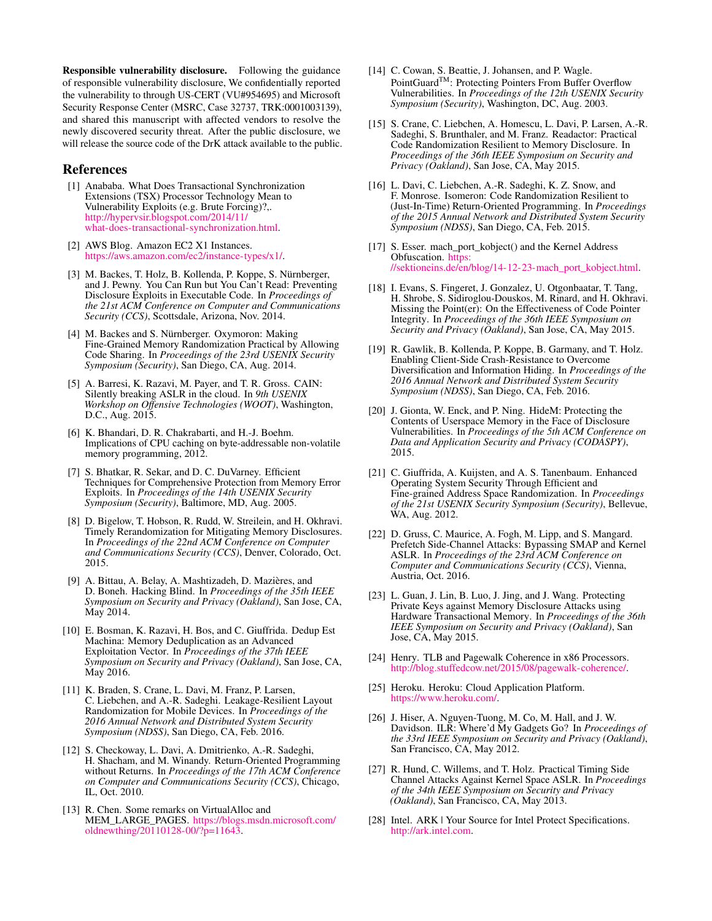**Responsible vulnerability disclosure.** Following the guidance of responsible vulnerability disclosure, We confidentially reported the vulnerability to through US-CERT (VU#954695) and Microsoft Security Response Center (MSRC, Case 32737, TRK:0001003139), and shared this manuscript with affected vendors to resolve the newly discovered security threat. After the public disclosure, we will release the source code of the DrK attack available to the public.

## References

[1] Anababa. What Does Transactional Synchronization Extensions (TSX) Processor Technology Mean to Vulnerability Exploits (e.g. Brute Forcing)?,. http://hypervsir.blogspot.com/2014/11/what-does-transactional-synchronization.html.

[2] AWS Blog. Amazon EC2 X1 Instances. https://aws.amazon.com/ec2/instance-types/x1/.

[3] M. Backes, T. Holz, B. Kollenda, P. Koppe, S. Nürnberger, and J. Pewny. You Can Run but You Can't Read: Preventing Disclosure Exploits in Executable Code. In *Proceedings of the 21st ACM Conference on Computer and Communications Security (CCS)*, Scottsdale, Arizona, Nov. 2014.

[4] M. Backes and S. Nürnberger. Oxymoron: Making Fine-Grained Memory Randomization Practical by Allowing Code Sharing. In *Proceedings of the 23rd USENIX Security Symposium (Security)*, San Diego, CA, Aug. 2014.

[5] A. Barresi, K. Razavi, M. Payer, and T. R. Gross. CAIN: Silently breaking ASLR in the cloud. In *9th USENIX Workshop on Offensive Technologies (WOOT)*, Washington, D.C., Aug. 2015.

[6] K. Bhandari, D. R. Chakrabarti, and H.-J. Boehm. Implications of CPU caching on byte-addressable non-volatile memory programming, 2012.

[7] S. Bhatkar, R. Sekar, and D. C. DuVarney. Efficient Techniques for Comprehensive Protection from Memory Error Exploits. In *Proceedings of the 14th USENIX Security Symposium (Security)*, Baltimore, MD, Aug. 2005.

[8] D. Bigelow, T. Hobson, R. Rudd, W. Streilein, and H. Okhravi. Timely Rerandomization for Mitigating Memory Disclosures. In *Proceedings of the 22nd ACM Conference on Computer and Communications Security (CCS)*, Denver, Colorado, Oct. 2015.

[9] A. Bittau, A. Belay, A. Mashtizadeh, D. Mazières, and D. Boneh. Hacking Blind. In *Proceedings of the 35th IEEE Symposium on Security and Privacy (Oakland)*, San Jose, CA, May 2014.

[10] E. Bosman, K. Razavi, H. Bos, and C. Giuffrida. Dedup Est Machina: Memory Deduplication as an Advanced Exploitation Vector. In *Proceedings of the 37th IEEE Symposium on Security and Privacy (Oakland)*, San Jose, CA, May 2016.

[11] K. Braden, S. Crane, L. Davi, M. Franz, P. Larsen, C. Liebchen, and A.-R. Sadeghi. Leakage-Resilient Layout Randomization for Mobile Devices. In *Proceedings of the 2016 Annual Network and Distributed System Security Symposium (NDSS)*, San Diego, CA, Feb. 2016.

[12] S. Checkoway, L. Davi, A. Dmitrienko, A.-R. Sadeghi, H. Shacham, and M. Winandy. Return-Oriented Programming without Returns. In *Proceedings of the 17th ACM Conference on Computer and Communications Security (CCS)*, Chicago, IL, Oct. 2010.

[13] R. Chen. Some remarks on VirtualAlloc and MEM_LARGE_PAGES. https://blogs.msdn.microsoft.com/oldnewthing/20110128-00/?p=11643.

[14] C. Cowan, S. Beattie, J. Johansen, and P. Wagle. PointGuard™: Protecting Pointers From Buffer Overflow Vulnerabilities. In *Proceedings of the 12th USENIX Security Symposium (Security)*, Washington, DC, Aug. 2003.

[15] S. Crane, C. Liebchen, A. Homescu, L. Davi, P. Larsen, A.-R. Sadeghi, S. Brunthaler, and M. Franz. Readactor: Practical Code Randomization Resilient to Memory Disclosure. In *Proceedings of the 36th IEEE Symposium on Security and Privacy (Oakland)*, San Jose, CA, May 2015.

[16] L. Davi, C. Liebchen, A.-R. Sadeghi, K. Z. Snow, and F. Monrose. Isomeron: Code Randomization Resilient to (Just-In-Time) Return-Oriented Programming. In *Proceedings of the 2015 Annual Network and Distributed System Security Symposium (NDSS)*, San Diego, CA, Feb. 2015.

[17] S. Esser. mach_port_kobject() and the Kernel Address Obfuscation. https://sektioneins.de/en/blog/14-12-23-mach_port_kobject.html.

[18] I. Evans, S. Fingeret, J. Gonzalez, U. Otgonbaatar, T. Tang, H. Shrobe, S. Sidiroglou-Douskos, M. Rinard, and H. Okhravi. Missing the Point(er): On the Effectiveness of Code Pointer Integrity. In *Proceedings of the 36th IEEE Symposium on Security and Privacy (Oakland)*, San Jose, CA, May 2015.

[19] R. Gawlik, B. Kollenda, P. Koppe, B. Garmany, and T. Holz. Enabling Client-Side Crash-Resistance to Overcome Diversification and Information Hiding. In *Proceedings of the 2016 Annual Network and Distributed System Security Symposium (NDSS)*, San Diego, CA, Feb. 2016.

[20] J. Gionta, W. Enck, and P. Ning. HideM: Protecting the Contents of Userspace Memory in the Face of Disclosure Vulnerabilities. In *Proceedings of the 5th ACM Conference on Data and Application Security and Privacy (CODASPY)*, 2015.

[21] C. Giuffrida, A. Kuijsten, and A. S. Tanenbaum. Enhanced Operating System Security Through Efficient and Fine-grained Address Space Randomization. In *Proceedings of the 21st USENIX Security Symposium (Security)*, Bellevue, WA, Aug. 2012.

[22] D. Gruss, C. Maurice, A. Fogh, M. Lipp, and S. Mangard. Prefetch Side-Channel Attacks: Bypassing SMAP and Kernel ASLR. In *Proceedings of the 23rd ACM Conference on Computer and Communications Security (CCS)*, Vienna, Austria, Oct. 2016.

[23] L. Guan, J. Lin, B. Luo, J. Jing, and J. Wang. Protecting Private Keys against Memory Disclosure Attacks using Hardware Transactional Memory. In *Proceedings of the 36th IEEE Symposium on Security and Privacy (Oakland)*, San Jose, CA, May 2015.

[24] Henry. TLB and Pagewalk Coherence in x86 Processors. http://blog.stuffedcow.net/2015/08/pagewalk-coherence/.

[25] Heroku. Heroku: Cloud Application Platform. https://www.heroku.com/.

[26] J. Hiser, A. Nguyen-Tuong, M. Co, M. Hall, and J. W. Davidson. ILR: Where'd My Gadgets Go? In *Proceedings of the 33rd IEEE Symposium on Security and Privacy (Oakland)*, San Francisco, CA, May 2012.

[27] R. Hund, C. Willems, and T. Holz. Practical Timing Side Channel Attacks Against Kernel Space ASLR. In *Proceedings of the 34th IEEE Symposium on Security and Privacy (Oakland)*, San Francisco, CA, May 2013.

[28] Intel. ARK | Your Source for Intel Protect Specifications. http://ark.intel.com.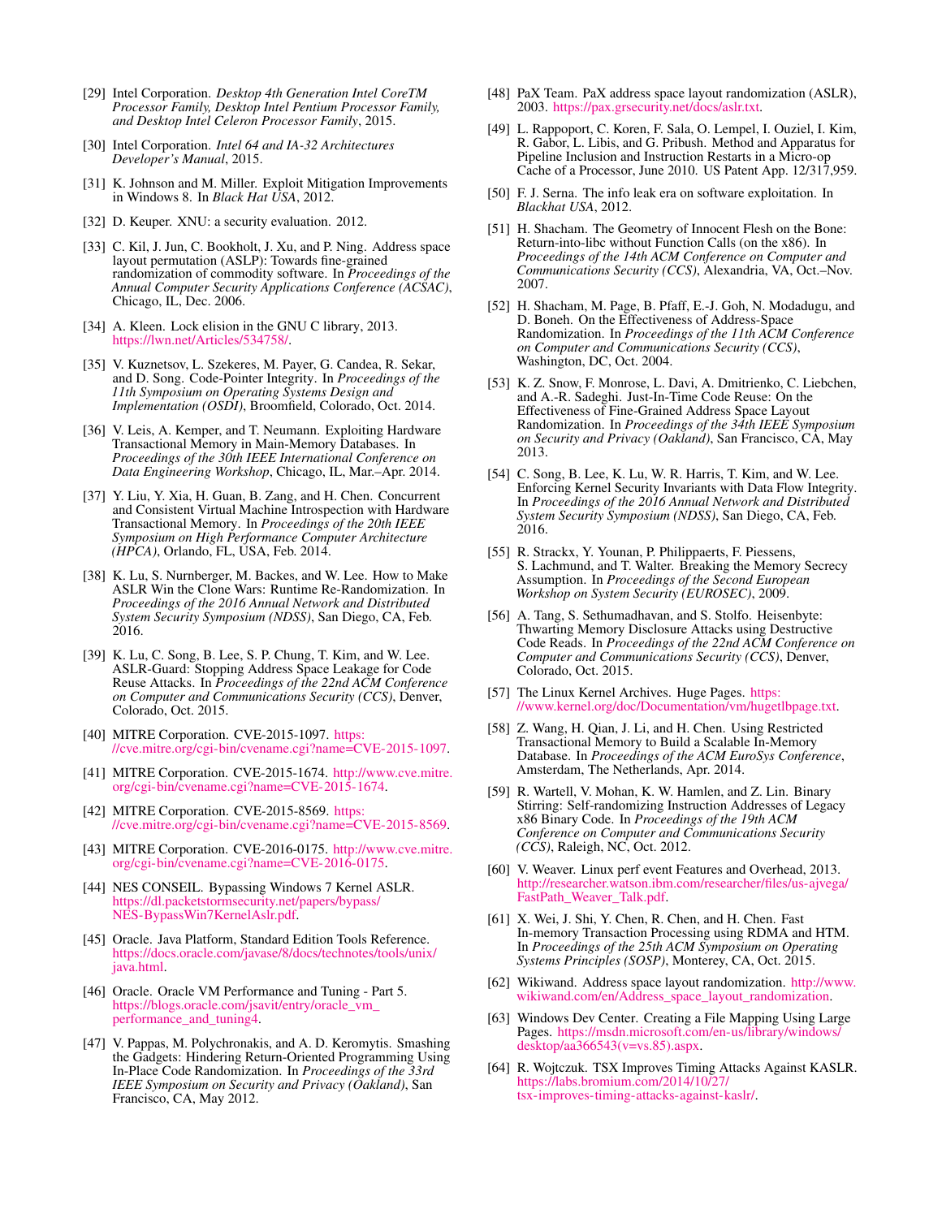[29] Intel Corporation. *Desktop 4th Generation Intel CoreTM Processor Family, Desktop Intel Pentium Processor Family, and Desktop Intel Celeron Processor Family*, 2015.

[30] Intel Corporation. *Intel 64 and IA-32 Architectures Developer's Manual*, 2015.

[31] K. Johnson and M. Miller. Exploit Mitigation Improvements in Windows 8. In *Black Hat USA*, 2012.

[32] D. Keuper. XNU: a security evaluation. 2012.

[33] C. Kil, J. Jun, C. Bookholt, J. Xu, and P. Ning. Address space layout permutation (ASLP): Towards fine-grained randomization of commodity software. In *Proceedings of the Annual Computer Security Applications Conference (ACSAC)*, Chicago, IL, Dec. 2006.

[34] A. Kleen. Lock elision in the GNU C library, 2013. https://lwn.net/Articles/534758/.

[35] V. Kuznetsov, L. Szekeres, M. Payer, G. Candea, R. Sekar, and D. Song. Code-Pointer Integrity. In *Proceedings of the 11th Symposium on Operating Systems Design and Implementation (OSDI)*, Broomfield, Colorado, Oct. 2014.

[36] V. Leis, A. Kemper, and T. Neumann. Exploiting Hardware Transactional Memory in Main-Memory Databases. In *Proceedings of the 30th IEEE International Conference on Data Engineering Workshop*, Chicago, IL, Mar.–Apr. 2014.

[37] Y. Liu, Y. Xia, H. Guan, B. Zang, and H. Chen. Concurrent and Consistent Virtual Machine Introspection with Hardware Transactional Memory. In *Proceedings of the 20th IEEE Symposium on High Performance Computer Architecture (HPCA)*, Orlando, FL, USA, Feb. 2014.

[38] K. Lu, S. Nurnberger, M. Backes, and W. Lee. How to Make ASLR Win the Clone Wars: Runtime Re-Randomization. In *Proceedings of the 2016 Annual Network and Distributed System Security Symposium (NDSS)*, San Diego, CA, Feb. 2016.

[39] K. Lu, C. Song, B. Lee, S. P. Chung, T. Kim, and W. Lee. ASLR-Guard: Stopping Address Space Leakage for Code Reuse Attacks. In *Proceedings of the 22nd ACM Conference on Computer and Communications Security (CCS)*, Denver, Colorado, Oct. 2015.

[40] MITRE Corporation. CVE-2015-1097. https://cve.mitre.org/cgi-bin/cvename.cgi?name=CVE-2015-1097.

[41] MITRE Corporation. CVE-2015-1674. http://www.cve.mitre.org/cgi-bin/cvename.cgi?name=CVE-2015-1674.

[42] MITRE Corporation. CVE-2015-8569. https://cve.mitre.org/cgi-bin/cvename.cgi?name=CVE-2015-8569.

[43] MITRE Corporation. CVE-2016-0175. http://www.cve.mitre.org/cgi-bin/cvename.cgi?name=CVE-2016-0175.

[44] NES CONSEIL. Bypassing Windows 7 Kernel ASLR. https://dl.packetstormsecurity.net/papers/bypass/NES-BypassWin7KernelAslr.pdf.

[45] Oracle. Java Platform, Standard Edition Tools Reference. https://docs.oracle.com/javase/8/docs/technotes/tools/unix/java.html.

[46] Oracle. Oracle VM Performance and Tuning - Part 5. https://blogs.oracle.com/jsavit/entry/oracle_vm_performance_and_tuning4.

[47] V. Pappas, M. Polychronakis, and A. D. Keromytis. Smashing the Gadgets: Hindering Return-Oriented Programming Using In-Place Code Randomization. In *Proceedings of the 33rd IEEE Symposium on Security and Privacy (Oakland)*, San Francisco, CA, May 2012.

[48] PaX Team. PaX address space layout randomization (ASLR), 2003. https://pax.grsecurity.net/docs/aslr.txt.

[49] L. Rappoport, C. Koren, F. Sala, O. Lempel, I. Ouziel, I. Kim, R. Gabor, L. Libis, and G. Pribush. Method and Apparatus for Pipeline Inclusion and Instruction Restarts in a Micro-op Cache of a Processor, June 2010. US Patent App. 12/317,959.

[50] F. J. Serna. The info leak era on software exploitation. In *Blackhat USA*, 2012.

[51] H. Shacham. The Geometry of Innocent Flesh on the Bone: Return-into-libc without Function Calls (on the x86). In *Proceedings of the 14th ACM Conference on Computer and Communications Security (CCS)*, Alexandria, VA, Oct.–Nov. 2007.

[52] H. Shacham, M. Page, B. Pfaff, E.-J. Goh, N. Modadugu, and D. Boneh. On the Effectiveness of Address-Space Randomization. In *Proceedings of the 11th ACM Conference on Computer and Communications Security (CCS)*, Washington, DC, Oct. 2004.

[53] K. Z. Snow, F. Monrose, L. Davi, A. Dmitrienko, C. Liebchen, and A.-R. Sadeghi. Just-In-Time Code Reuse: On the Effectiveness of Fine-Grained Address Space Layout Randomization. In *Proceedings of the 34th IEEE Symposium on Security and Privacy (Oakland)*, San Francisco, CA, May 2013.

[54] C. Song, B. Lee, K. Lu, W. R. Harris, T. Kim, and W. Lee. Enforcing Kernel Security Invariants with Data Flow Integrity. In *Proceedings of the 2016 Annual Network and Distributed System Security Symposium (NDSS)*, San Diego, CA, Feb. 2016.

[55] R. Strackx, Y. Younan, P. Philippaerts, F. Piessens, S. Lachmund, and T. Walter. Breaking the Memory Secrecy Assumption. In *Proceedings of the Second European Workshop on System Security (EUROSEC)*, 2009.

[56] A. Tang, S. Sethumadhavan, and S. Stolfo. Heisenbyte: Thwarting Memory Disclosure Attacks using Destructive Code Reads. In *Proceedings of the 22nd ACM Conference on Computer and Communications Security (CCS)*, Denver, Colorado, Oct. 2015.

[57] The Linux Kernel Archives. Huge Pages. https://www.kernel.org/doc/Documentation/vm/hugetlbpage.txt.

[58] Z. Wang, H. Qian, J. Li, and H. Chen. Using Restricted Transactional Memory to Build a Scalable In-Memory Database. In *Proceedings of the ACM EuroSys Conference*, Amsterdam, The Netherlands, Apr. 2014.

[59] R. Wartell, V. Mohan, K. W. Hamlen, and Z. Lin. Binary Stirring: Self-randomizing Instruction Addresses of Legacy x86 Binary Code. In *Proceedings of the 19th ACM Conference on Computer and Communications Security (CCS)*, Raleigh, NC, Oct. 2012.

[60] V. Weaver. Linux perf event Features and Overhead, 2013. http://researcher.watson.ibm.com/researcher/files/us-ajvega/FastPath_Weaver_Talk.pdf.

[61] X. Wei, J. Shi, Y. Chen, R. Chen, and H. Chen. Fast In-memory Transaction Processing using RDMA and HTM. In *Proceedings of the 25th ACM Symposium on Operating Systems Principles (SOSP)*, Monterey, CA, Oct. 2015.

[62] Wikiwand. Address space layout randomization. http://www.wikiwand.com/en/Address_space_layout_randomization.

[63] Windows Dev Center. Creating a File Mapping Using Large Pages. https://msdn.microsoft.com/en-us/library/windows/desktop/aa366543(v=vs.85).aspx.

[64] R. Wojtczuk. TSX Improves Timing Attacks Against KASLR. https://labs.bromium.com/2014/10/27/tsx-improves-timing-attacks-against-kaslr/.